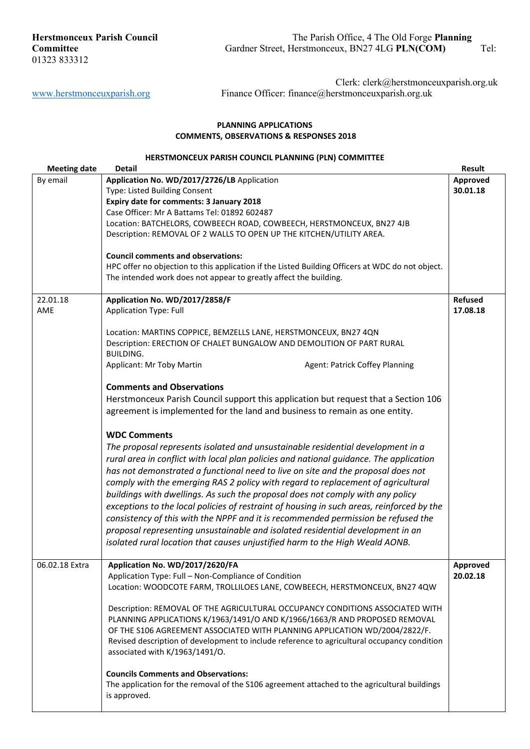**Herstmonceux Parish Council** The Parish Office, 4 The Old Forge **Planning Committee** Gardner Street, Herstmonceux, BN27 4LG **PLN(COM)** Tel: 01323 833312

Clerk: clerk@herstmonceuxparish.org.uk

www.herstmonceuxparish.org Finance Officer: finance@herstmonceuxparish.org.uk

**PLANNING APPLICATIONS**
**COMMENTS, OBSERVATIONS & RESPONSES 2018**

**HERSTMONCEUX PARISH COUNCIL PLANNING (PLN) COMMITTEE**

| Meeting date | Detail | Result |
|---|---|---|
| By email | **Application No. WD/2017/2726/LB** Application Type: Listed Building Consent<br>**Expiry date for comments: 3 January 2018**<br>Case Officer: Mr A Battams Tel: 01892 602487<br>Location: BATCHELORS, COWBEECH ROAD, COWBEECH, HERSTMONCEUX, BN27 4JB<br>Description: REMOVAL OF 2 WALLS TO OPEN UP THE KITCHEN/UTILITY AREA.<br><br>**Council comments and observations:**<br>HPC offer no objection to this application if the Listed Building Officers at WDC do not object. The intended work does not appear to greatly affect the building. | **Approved 30.01.18** |
| 22.01.18 AME | **Application No. WD/2017/2858/F**<br>Application Type: Full<br><br>Location: MARTINS COPPICE, BEMZELLS LANE, HERSTMONCEUX, BN27 4QN<br>Description: ERECTION OF CHALET BUNGALOW AND DEMOLITION OF PART RURAL BUILDING.<br>Applicant: Mr Toby Martin Agent: Patrick Coffey Planning<br><br>**Comments and Observations**<br>Herstmonceux Parish Council support this application but request that a Section 106 agreement is implemented for the land and business to remain as one entity.<br><br>**WDC Comments**<br>*The proposal represents isolated and unsustainable residential development in a rural area in conflict with local plan policies and national guidance. The application has not demonstrated a functional need to live on site and the proposal does not comply with the emerging RAS 2 policy with regard to replacement of agricultural buildings with dwellings. As such the proposal does not comply with any policy exceptions to the local policies of restraint of housing in such areas, reinforced by the consistency of this with the NPPF and it is recommended permission be refused the proposal representing unsustainable and isolated residential development in an isolated rural location that causes unjustified harm to the High Weald AONB.* | **Refused 17.08.18** |
| 06.02.18 Extra | **Application No. WD/2017/2620/FA**<br>Application Type: Full – Non-Compliance of Condition<br>Location: WOODCOTE FARM, TROLLILOES LANE, COWBEECH, HERSTMONCEUX, BN27 4QW<br><br>Description: REMOVAL OF THE AGRICULTURAL OCCUPANCY CONDITIONS ASSOCIATED WITH PLANNING APPLICATIONS K/1963/1491/O AND K/1966/1663/R AND PROPOSED REMOVAL OF THE S106 AGREEMENT ASSOCIATED WITH PLANNING APPLICATION WD/2004/2822/F. Revised description of development to include reference to agricultural occupancy condition associated with K/1963/1491/O.<br><br>**Councils Comments and Observations:**<br>The application for the removal of the S106 agreement attached to the agricultural buildings is approved. | **Approved 20.02.18** |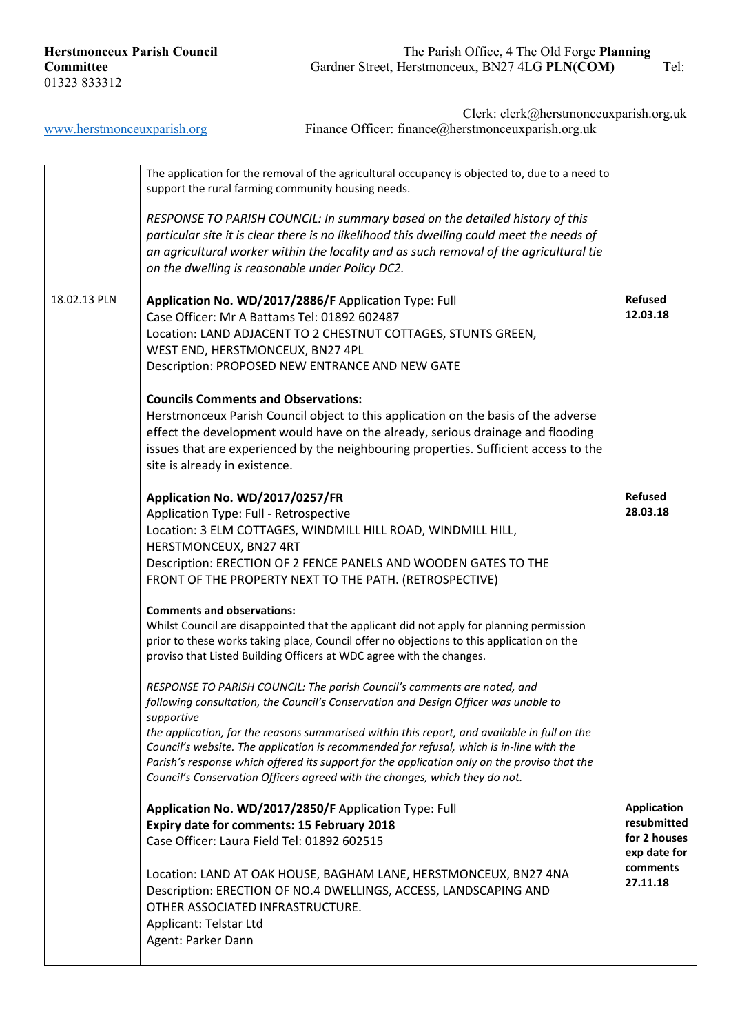**Herstmonceux Parish Council** The Parish Office, 4 The Old Forge **Planning Committee** Gardner Street, Herstmonceux, BN27 4LG **PLN(COM)** Tel: 01323 833312

Clerk: clerk@herstmonceuxparish.org.uk

[www.herstmonceuxparish.org](http://www.herstmonceuxparish.org) Finance Officer: finance@herstmonceuxparish.org.uk

| | | |
|---|---|---|
| | The application for the removal of the agricultural occupancy is objected to, due to a need to support the rural farming community housing needs.<br><br>*RESPONSE TO PARISH COUNCIL: In summary based on the detailed history of this particular site it is clear there is no likelihood this dwelling could meet the needs of an agricultural worker within the locality and as such removal of the agricultural tie on the dwelling is reasonable under Policy DC2.* | |
| 18.02.13 PLN | **Application No. WD/2017/2886/F** Application Type: Full<br>Case Officer: Mr A Battams Tel: 01892 602487<br>Location: LAND ADJACENT TO 2 CHESTNUT COTTAGES, STUNTS GREEN, WEST END, HERSTMONCEUX, BN27 4PL<br>Description: PROPOSED NEW ENTRANCE AND NEW GATE<br><br>**Councils Comments and Observations:**<br>Herstmonceux Parish Council object to this application on the basis of the adverse effect the development would have on the already, serious drainage and flooding issues that are experienced by the neighbouring properties. Sufficient access to the site is already in existence. | **Refused 12.03.18** |
| | **Application No. WD/2017/0257/FR**<br>Application Type: Full - Retrospective<br>Location: 3 ELM COTTAGES, WINDMILL HILL ROAD, WINDMILL HILL, HERSTMONCEUX, BN27 4RT<br>Description: ERECTION OF 2 FENCE PANELS AND WOODEN GATES TO THE FRONT OF THE PROPERTY NEXT TO THE PATH. (RETROSPECTIVE)<br><br>**Comments and observations:**<br>Whilst Council are disappointed that the applicant did not apply for planning permission prior to these works taking place, Council offer no objections to this application on the proviso that Listed Building Officers at WDC agree with the changes.<br><br>*RESPONSE TO PARISH COUNCIL: The parish Council's comments are noted, and following consultation, the Council's Conservation and Design Officer was unable to supportive the application, for the reasons summarised within this report, and available in full on the Council's website. The application is recommended for refusal, which is in-line with the Parish's response which offered its support for the application only on the proviso that the Council's Conservation Officers agreed with the changes, which they do not.* | **Refused 28.03.18** |
| | **Application No. WD/2017/2850/F** Application Type: Full<br>**Expiry date for comments: 15 February 2018**<br>Case Officer: Laura Field Tel: 01892 602515<br><br>Location: LAND AT OAK HOUSE, BAGHAM LANE, HERSTMONCEUX, BN27 4NA<br>Description: ERECTION OF NO.4 DWELLINGS, ACCESS, LANDSCAPING AND OTHER ASSOCIATED INFRASTRUCTURE.<br>Applicant: Telstar Ltd<br>Agent: Parker Dann | **Application resubmitted for 2 houses exp date for comments 27.11.18** |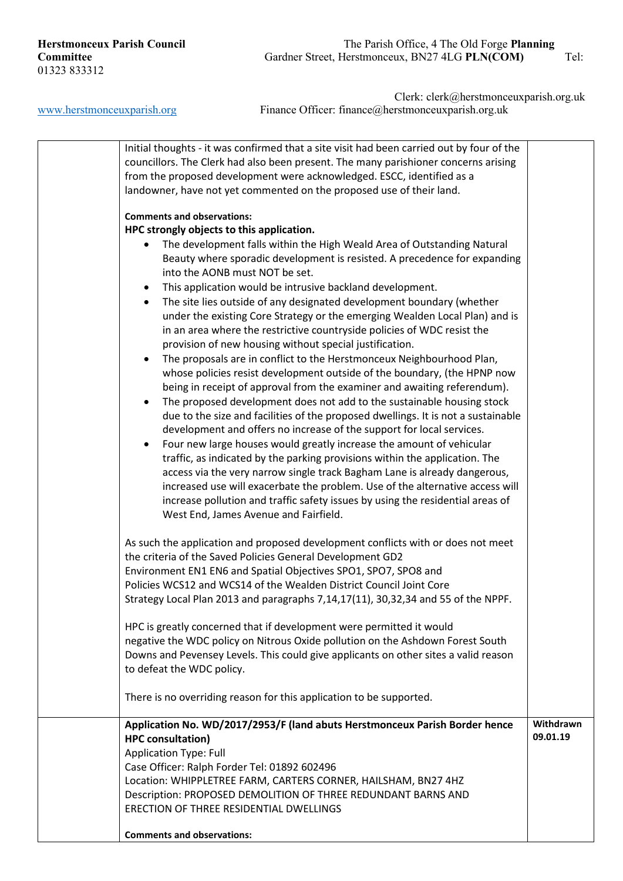Herstmonceux Parish Council Planning Committee PLN(COM)
The Parish Office, 4 The Old Forge, Gardner Street, Herstmonceux, BN27 4LG
Tel: 01323 833312
Clerk: clerk@herstmonceuxparish.org.uk
www.herstmonceuxparish.org
Finance Officer: finance@herstmonceuxparish.org.uk

| | | |
|---|---|---|
| | Initial thoughts - it was confirmed that a site visit had been carried out by four of the councillors. The Clerk had also been present. The many parishioner concerns arising from the proposed development were acknowledged. ESCC, identified as a landowner, have not yet commented on the proposed use of their land.<br><br>**Comments and observations:**<br>**HPC strongly objects to this application.**<br>• The development falls within the High Weald Area of Outstanding Natural Beauty where sporadic development is resisted. A precedence for expanding into the AONB must NOT be set.<br>• This application would be intrusive backland development.<br>• The site lies outside of any designated development boundary (whether under the existing Core Strategy or the emerging Wealden Local Plan) and is in an area where the restrictive countryside policies of WDC resist the provision of new housing without special justification.<br>• The proposals are in conflict to the Herstmonceux Neighbourhood Plan, whose policies resist development outside of the boundary, (the HPNP now being in receipt of approval from the examiner and awaiting referendum).<br>• The proposed development does not add to the sustainable housing stock due to the size and facilities of the proposed dwellings. It is not a sustainable development and offers no increase of the support for local services.<br>• Four new large houses would greatly increase the amount of vehicular traffic, as indicated by the parking provisions within the application. The access via the very narrow single track Bagham Lane is already dangerous, increased use will exacerbate the problem. Use of the alternative access will increase pollution and traffic safety issues by using the residential areas of West End, James Avenue and Fairfield.<br><br>As such the application and proposed development conflicts with or does not meet the criteria of the Saved Policies General Development GD2 Environment EN1 EN6 and Spatial Objectives SPO1, SPO7, SPO8 and Policies WCS12 and WCS14 of the Wealden District Council Joint Core Strategy Local Plan 2013 and paragraphs 7,14,17(11), 30,32,34 and 55 of the NPPF.<br><br>HPC is greatly concerned that if development were permitted it would negative the WDC policy on Nitrous Oxide pollution on the Ashdown Forest South Downs and Pevensey Levels. This could give applicants on other sites a valid reason to defeat the WDC policy.<br><br>There is no overriding reason for this application to be supported. | |
| | **Application No. WD/2017/2953/F (land abuts Herstmonceux Parish Border hence HPC consultation)**<br>Application Type: Full<br>Case Officer: Ralph Forder Tel: 01892 602496<br>Location: WHIPPLETREE FARM, CARTERS CORNER, HAILSHAM, BN27 4HZ<br>Description: PROPOSED DEMOLITION OF THREE REDUNDANT BARNS AND ERECTION OF THREE RESIDENTIAL DWELLINGS<br><br>**Comments and observations:** | **Withdrawn 09.01.19** |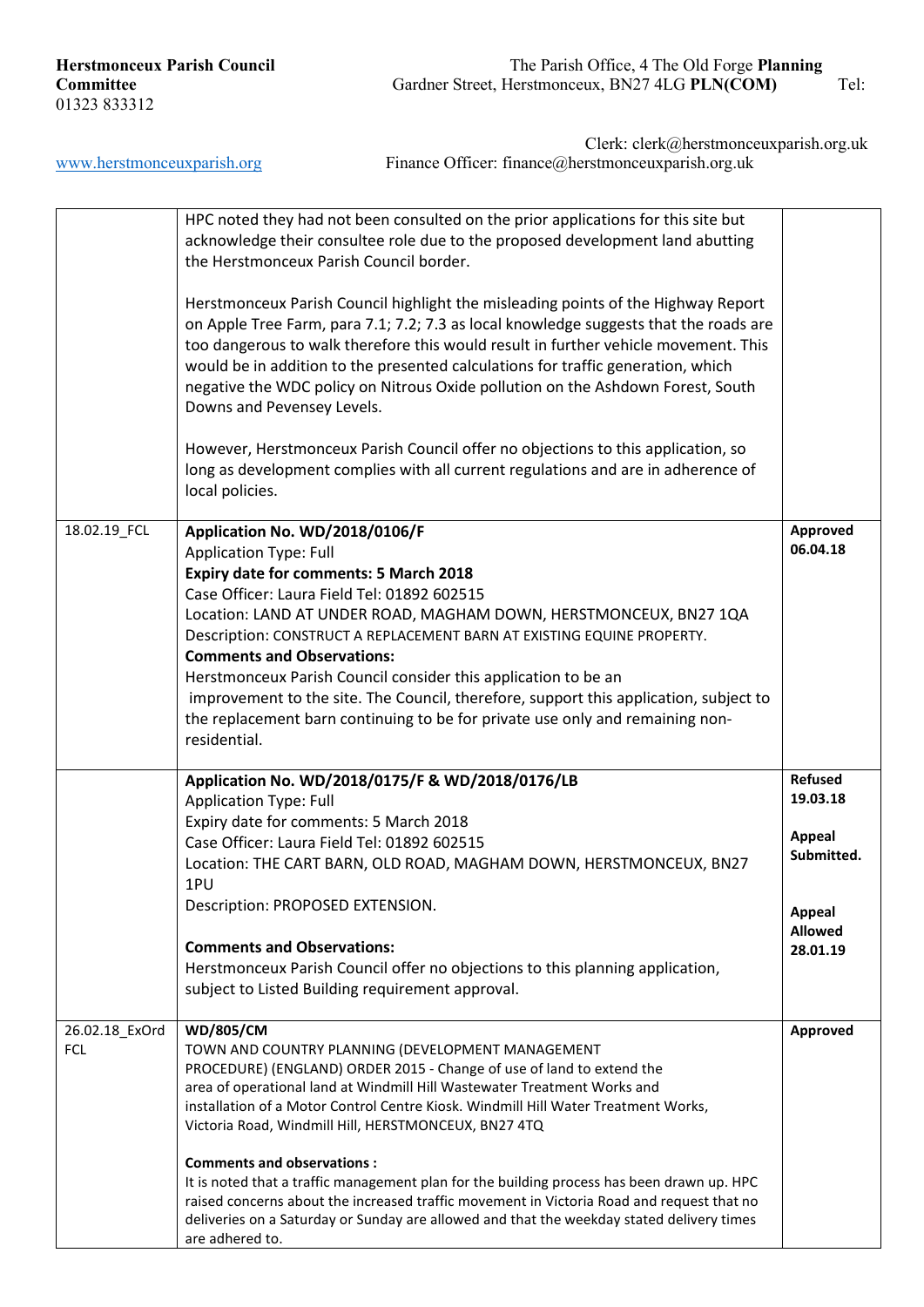**Herstmonceux Parish Council** The Parish Office, 4 The Old Forge **Planning Committee** Gardner Street, Herstmonceux, BN27 4LG **PLN(COM)** Tel: 01323 833312

Clerk: clerk@herstmonceuxparish.org.uk
www.herstmonceuxparish.org Finance Officer: finance@herstmonceuxparish.org.uk

| | | |
|---|---|---|
| | HPC noted they had not been consulted on the prior applications for this site but acknowledge their consultee role due to the proposed development land abutting the Herstmonceux Parish Council border.<br><br>Herstmonceux Parish Council highlight the misleading points of the Highway Report on Apple Tree Farm, para 7.1; 7.2; 7.3 as local knowledge suggests that the roads are too dangerous to walk therefore this would result in further vehicle movement. This would be in addition to the presented calculations for traffic generation, which negative the WDC policy on Nitrous Oxide pollution on the Ashdown Forest, South Downs and Pevensey Levels.<br><br>However, Herstmonceux Parish Council offer no objections to this application, so long as development complies with all current regulations and are in adherence of local policies. | |
| 18.02.19_FCL | **Application No. WD/2018/0106/F**<br>Application Type: Full<br>**Expiry date for comments: 5 March 2018**<br>Case Officer: Laura Field Tel: 01892 602515<br>Location: LAND AT UNDER ROAD, MAGHAM DOWN, HERSTMONCEUX, BN27 1QA<br>Description: CONSTRUCT A REPLACEMENT BARN AT EXISTING EQUINE PROPERTY.<br>**Comments and Observations:**<br>Herstmonceux Parish Council consider this application to be an improvement to the site. The Council, therefore, support this application, subject to the replacement barn continuing to be for private use only and remaining non-residential. | **Approved 06.04.18** |
| | **Application No. WD/2018/0175/F & WD/2018/0176/LB**<br>Application Type: Full<br>Expiry date for comments: 5 March 2018<br>Case Officer: Laura Field Tel: 01892 602515<br>Location: THE CART BARN, OLD ROAD, MAGHAM DOWN, HERSTMONCEUX, BN27 1PU<br>Description: PROPOSED EXTENSION.<br><br>**Comments and Observations:**<br>Herstmonceux Parish Council offer no objections to this planning application, subject to Listed Building requirement approval. | **Refused 19.03.18**<br><br>**Appeal Submitted.**<br><br>**Appeal Allowed 28.01.19** |
| 26.02.18_ExOrd FCL | **WD/805/CM**<br>TOWN AND COUNTRY PLANNING (DEVELOPMENT MANAGEMENT PROCEDURE) (ENGLAND) ORDER 2015 - Change of use of land to extend the area of operational land at Windmill Hill Wastewater Treatment Works and installation of a Motor Control Centre Kiosk. Windmill Hill Water Treatment Works, Victoria Road, Windmill Hill, HERSTMONCEUX, BN27 4TQ<br><br>**Comments and observations :**<br>It is noted that a traffic management plan for the building process has been drawn up. HPC raised concerns about the increased traffic movement in Victoria Road and request that no deliveries on a Saturday or Sunday are allowed and that the weekday stated delivery times are adhered to. | **Approved** |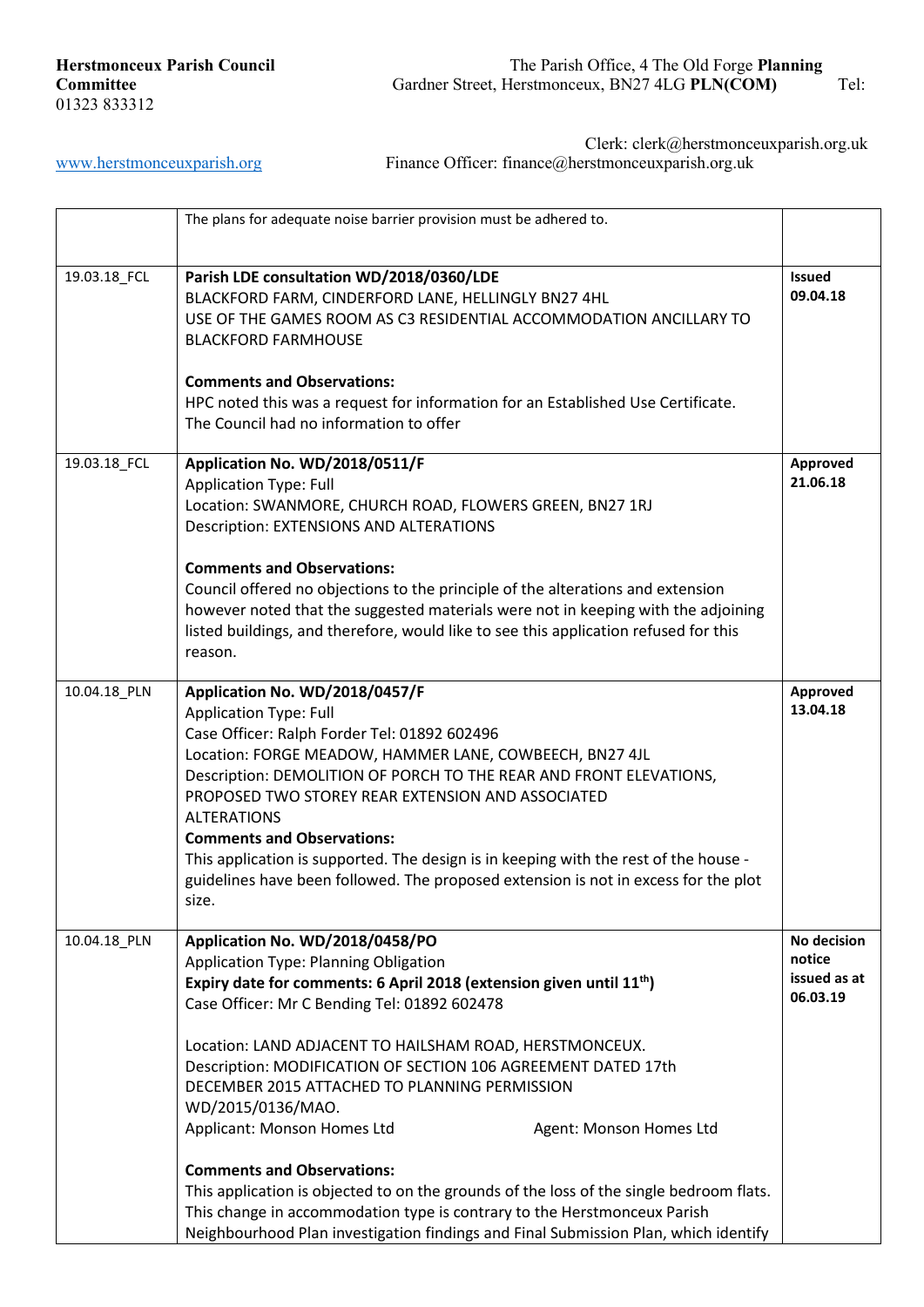| | | |
|---|---|---|
| | The plans for adequate noise barrier provision must be adhered to. | |
| 19.03.18_FCL | **Parish LDE consultation WD/2018/0360/LDE**<br>BLACKFORD FARM, CINDERFORD LANE, HELLINGLY BN27 4HL<br>USE OF THE GAMES ROOM AS C3 RESIDENTIAL ACCOMMODATION ANCILLARY TO BLACKFORD FARMHOUSE<br><br>**Comments and Observations:**<br>HPC noted this was a request for information for an Established Use Certificate. The Council had no information to offer | **Issued 09.04.18** |
| 19.03.18_FCL | **Application No. WD/2018/0511/F**<br>Application Type: Full<br>Location: SWANMORE, CHURCH ROAD, FLOWERS GREEN, BN27 1RJ<br>Description: EXTENSIONS AND ALTERATIONS<br><br>**Comments and Observations:**<br>Council offered no objections to the principle of the alterations and extension however noted that the suggested materials were not in keeping with the adjoining listed buildings, and therefore, would like to see this application refused for this reason. | **Approved 21.06.18** |
| 10.04.18_PLN | **Application No. WD/2018/0457/F**<br>Application Type: Full<br>Case Officer: Ralph Forder Tel: 01892 602496<br>Location: FORGE MEADOW, HAMMER LANE, COWBEECH, BN27 4JL<br>Description: DEMOLITION OF PORCH TO THE REAR AND FRONT ELEVATIONS, PROPOSED TWO STOREY REAR EXTENSION AND ASSOCIATED ALTERATIONS<br>**Comments and Observations:**<br>This application is supported. The design is in keeping with the rest of the house - guidelines have been followed. The proposed extension is not in excess for the plot size. | **Approved 13.04.18** |
| 10.04.18_PLN | **Application No. WD/2018/0458/PO**<br>Application Type: Planning Obligation<br>**Expiry date for comments: 6 April 2018 (extension given until 11th)**<br>Case Officer: Mr C Bending Tel: 01892 602478<br><br>Location: LAND ADJACENT TO HAILSHAM ROAD, HERSTMONCEUX.<br>Description: MODIFICATION OF SECTION 106 AGREEMENT DATED 17th DECEMBER 2015 ATTACHED TO PLANNING PERMISSION WD/2015/0136/MAO.<br>Applicant: Monson Homes Ltd Agent: Monson Homes Ltd<br><br>**Comments and Observations:**<br>This application is objected to on the grounds of the loss of the single bedroom flats. This change in accommodation type is contrary to the Herstmonceux Parish Neighbourhood Plan investigation findings and Final Submission Plan, which identify | **No decision notice issued as at 06.03.19** |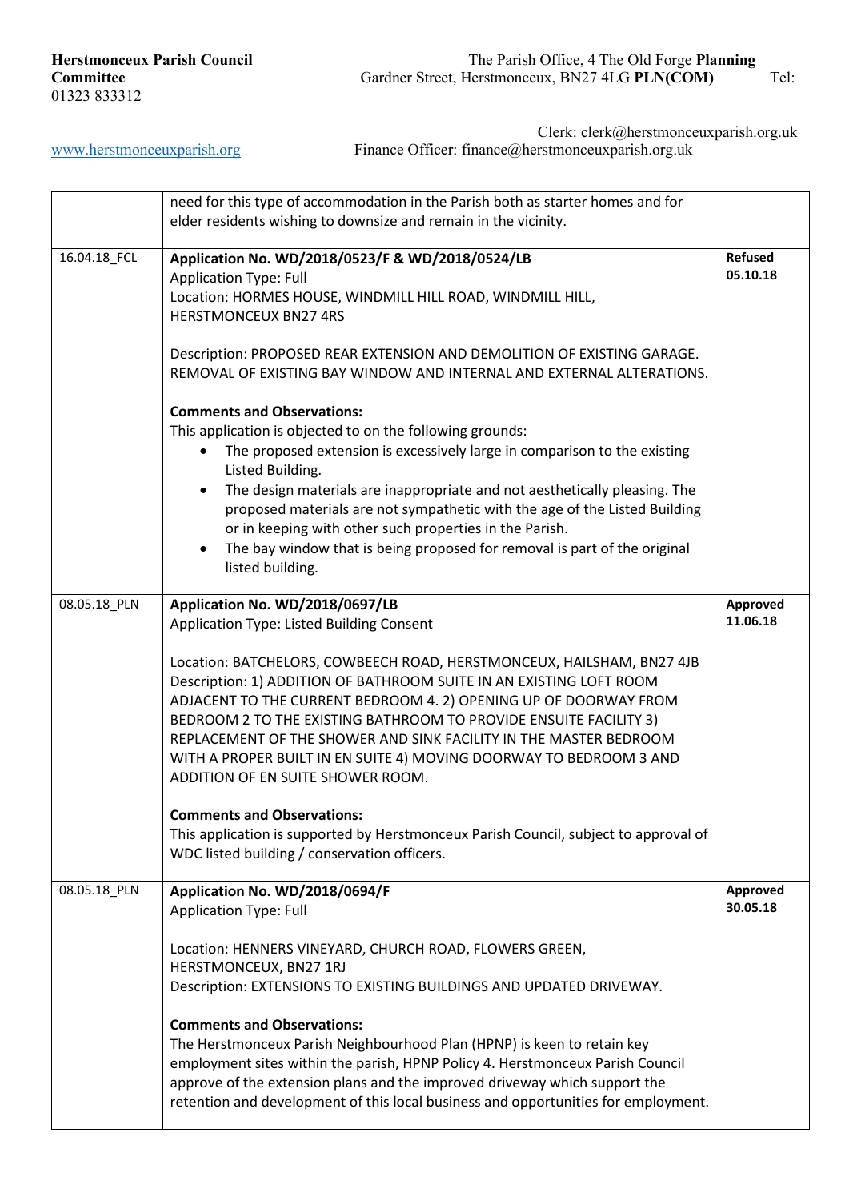**Herstmonceux Parish Council** The Parish Office, 4 The Old Forge **Planning Committee** Gardner Street, Herstmonceux, BN27 4LG **PLN(COM)** Tel: 01323 833312

Clerk: clerk@herstmonceuxparish.org.uk

www.herstmonceuxparish.org Finance Officer: finance@herstmonceuxparish.org.uk

| | | |
|---|---|---|
| | need for this type of accommodation in the Parish both as starter homes and for elder residents wishing to downsize and remain in the vicinity. | |
| 16.04.18_FCL | **Application No. WD/2018/0523/F & WD/2018/0524/LB**<br>Application Type: Full<br>Location: HORMES HOUSE, WINDMILL HILL ROAD, WINDMILL HILL, HERSTMONCEUX BN27 4RS<br><br>Description: PROPOSED REAR EXTENSION AND DEMOLITION OF EXISTING GARAGE. REMOVAL OF EXISTING BAY WINDOW AND INTERNAL AND EXTERNAL ALTERATIONS.<br><br>**Comments and Observations:**<br>This application is objected to on the following grounds:<br>• The proposed extension is excessively large in comparison to the existing Listed Building.<br>• The design materials are inappropriate and not aesthetically pleasing. The proposed materials are not sympathetic with the age of the Listed Building or in keeping with other such properties in the Parish.<br>• The bay window that is being proposed for removal is part of the original listed building. | **Refused 05.10.18** |
| 08.05.18_PLN | **Application No. WD/2018/0697/LB**<br>Application Type: Listed Building Consent<br><br>Location: BATCHELORS, COWBEECH ROAD, HERSTMONCEUX, HAILSHAM, BN27 4JB<br>Description: 1) ADDITION OF BATHROOM SUITE IN AN EXISTING LOFT ROOM ADJACENT TO THE CURRENT BEDROOM 4. 2) OPENING UP OF DOORWAY FROM BEDROOM 2 TO THE EXISTING BATHROOM TO PROVIDE ENSUITE FACILITY 3) REPLACEMENT OF THE SHOWER AND SINK FACILITY IN THE MASTER BEDROOM WITH A PROPER BUILT IN EN SUITE 4) MOVING DOORWAY TO BEDROOM 3 AND ADDITION OF EN SUITE SHOWER ROOM.<br><br>**Comments and Observations:**<br>This application is supported by Herstmonceux Parish Council, subject to approval of WDC listed building / conservation officers. | **Approved 11.06.18** |
| 08.05.18_PLN | **Application No. WD/2018/0694/F**<br>Application Type: Full<br><br>Location: HENNERS VINEYARD, CHURCH ROAD, FLOWERS GREEN, HERSTMONCEUX, BN27 1RJ<br>Description: EXTENSIONS TO EXISTING BUILDINGS AND UPDATED DRIVEWAY.<br><br>**Comments and Observations:**<br>The Herstmonceux Parish Neighbourhood Plan (HPNP) is keen to retain key employment sites within the parish, HPNP Policy 4. Herstmonceux Parish Council approve of the extension plans and the improved driveway which support the retention and development of this local business and opportunities for employment. | **Approved 30.05.18** |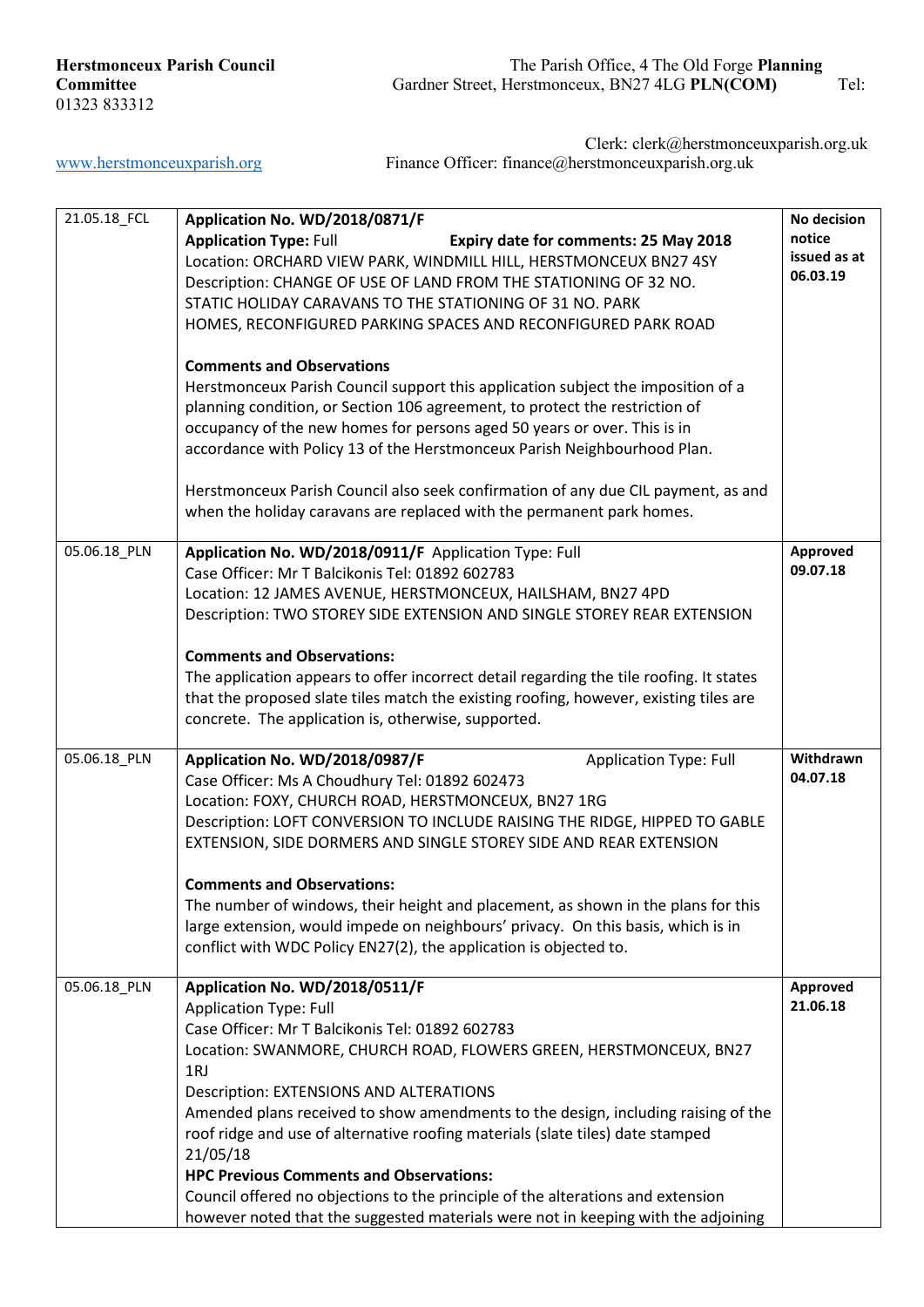**Herstmonceux Parish Council** The Parish Office, 4 The Old Forge **Planning Committee** Gardner Street, Herstmonceux, BN27 4LG **PLN(COM)** Tel: 01323 833312

Clerk: clerk@herstmonceuxparish.org.uk

www.herstmonceuxparish.org Finance Officer: finance@herstmonceuxparish.org.uk

| | | |
|---|---|---|
| 21.05.18_FCL | **Application No. WD/2018/0871/F**<br>**Application Type:** Full **Expiry date for comments: 25 May 2018**<br>Location: ORCHARD VIEW PARK, WINDMILL HILL, HERSTMONCEUX BN27 4SY<br>Description: CHANGE OF USE OF LAND FROM THE STATIONING OF 32 NO. STATIC HOLIDAY CARAVANS TO THE STATIONING OF 31 NO. PARK HOMES, RECONFIGURED PARKING SPACES AND RECONFIGURED PARK ROAD<br><br>**Comments and Observations**<br>Herstmonceux Parish Council support this application subject the imposition of a planning condition, or Section 106 agreement, to protect the restriction of occupancy of the new homes for persons aged 50 years or over. This is in accordance with Policy 13 of the Herstmonceux Parish Neighbourhood Plan.<br><br>Herstmonceux Parish Council also seek confirmation of any due CIL payment, as and when the holiday caravans are replaced with the permanent park homes. | **No decision notice issued as at 06.03.19** |
| 05.06.18_PLN | **Application No. WD/2018/0911/F** Application Type: Full<br>Case Officer: Mr T Balcikonis Tel: 01892 602783<br>Location: 12 JAMES AVENUE, HERSTMONCEUX, HAILSHAM, BN27 4PD<br>Description: TWO STOREY SIDE EXTENSION AND SINGLE STOREY REAR EXTENSION<br><br>**Comments and Observations:**<br>The application appears to offer incorrect detail regarding the tile roofing. It states that the proposed slate tiles match the existing roofing, however, existing tiles are concrete. The application is, otherwise, supported. | **Approved 09.07.18** |
| 05.06.18_PLN | **Application No. WD/2018/0987/F** Application Type: Full<br>Case Officer: Ms A Choudhury Tel: 01892 602473<br>Location: FOXY, CHURCH ROAD, HERSTMONCEUX, BN27 1RG<br>Description: LOFT CONVERSION TO INCLUDE RAISING THE RIDGE, HIPPED TO GABLE EXTENSION, SIDE DORMERS AND SINGLE STOREY SIDE AND REAR EXTENSION<br><br>**Comments and Observations:**<br>The number of windows, their height and placement, as shown in the plans for this large extension, would impede on neighbours' privacy. On this basis, which is in conflict with WDC Policy EN27(2), the application is objected to. | **Withdrawn 04.07.18** |
| 05.06.18_PLN | **Application No. WD/2018/0511/F**<br>Application Type: Full<br>Case Officer: Mr T Balcikonis Tel: 01892 602783<br>Location: SWANMORE, CHURCH ROAD, FLOWERS GREEN, HERSTMONCEUX, BN27 1RJ<br>Description: EXTENSIONS AND ALTERATIONS<br>Amended plans received to show amendments to the design, including raising of the roof ridge and use of alternative roofing materials (slate tiles) date stamped 21/05/18<br>**HPC Previous Comments and Observations:**<br>Council offered no objections to the principle of the alterations and extension however noted that the suggested materials were not in keeping with the adjoining | **Approved 21.06.18** |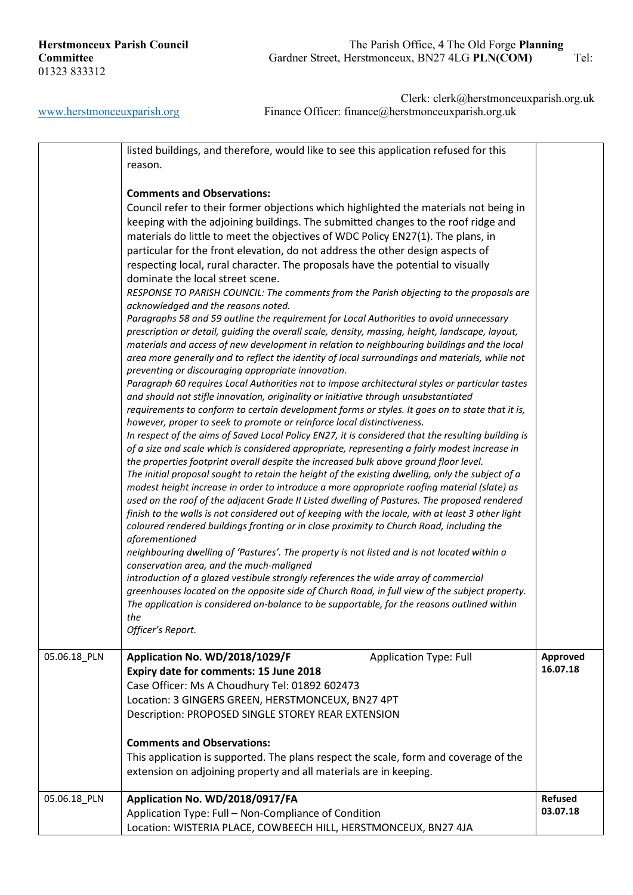| | | |
|---|---|---|
| | listed buildings, and therefore, would like to see this application refused for this reason.<br><br>**Comments and Observations:**<br>Council refer to their former objections which highlighted the materials not being in keeping with the adjoining buildings. The submitted changes to the roof ridge and materials do little to meet the objectives of WDC Policy EN27(1). The plans, in particular for the front elevation, do not address the other design aspects of respecting local, rural character. The proposals have the potential to visually dominate the local street scene.<br>*RESPONSE TO PARISH COUNCIL: The comments from the Parish objecting to the proposals are acknowledged and the reasons noted.*<br>*Paragraphs 58 and 59 outline the requirement for Local Authorities to avoid unnecessary prescription or detail, guiding the overall scale, density, massing, height, landscape, layout, materials and access of new development in relation to neighbouring buildings and the local area more generally and to reflect the identity of local surroundings and materials, while not preventing or discouraging appropriate innovation.*<br>*Paragraph 60 requires Local Authorities not to impose architectural styles or particular tastes and should not stifle innovation, originality or initiative through unsubstantiated requirements to conform to certain development forms or styles. It goes on to state that it is, however, proper to seek to promote or reinforce local distinctiveness.*<br>*In respect of the aims of Saved Local Policy EN27, it is considered that the resulting building is of a size and scale which is considered appropriate, representing a fairly modest increase in the properties footprint overall despite the increased bulk above ground floor level.*<br>*The initial proposal sought to retain the height of the existing dwelling, only the subject of a modest height increase in order to introduce a more appropriate roofing material (slate) as used on the roof of the adjacent Grade II Listed dwelling of Pastures. The proposed rendered finish to the walls is not considered out of keeping with the locale, with at least 3 other light coloured rendered buildings fronting or in close proximity to Church Road, including the aforementioned neighbouring dwelling of 'Pastures'. The property is not listed and is not located within a conservation area, and the much-maligned introduction of a glazed vestibule strongly references the wide array of commercial greenhouses located on the opposite side of Church Road, in full view of the subject property. The application is considered on-balance to be supportable, for the reasons outlined within the Officer's Report.* | |
| 05.06.18_PLN | **Application No. WD/2018/1029/F** Application Type: Full<br>**Expiry date for comments: 15 June 2018**<br>Case Officer: Ms A Choudhury Tel: 01892 602473<br>Location: 3 GINGERS GREEN, HERSTMONCEUX, BN27 4PT<br>Description: PROPOSED SINGLE STOREY REAR EXTENSION<br><br>**Comments and Observations:**<br>This application is supported. The plans respect the scale, form and coverage of the extension on adjoining property and all materials are in keeping. | **Approved 16.07.18** |
| 05.06.18_PLN | **Application No. WD/2018/0917/FA**<br>Application Type: Full – Non-Compliance of Condition<br>Location: WISTERIA PLACE, COWBEECH HILL, HERSTMONCEUX, BN27 4JA | **Refused 03.07.18** |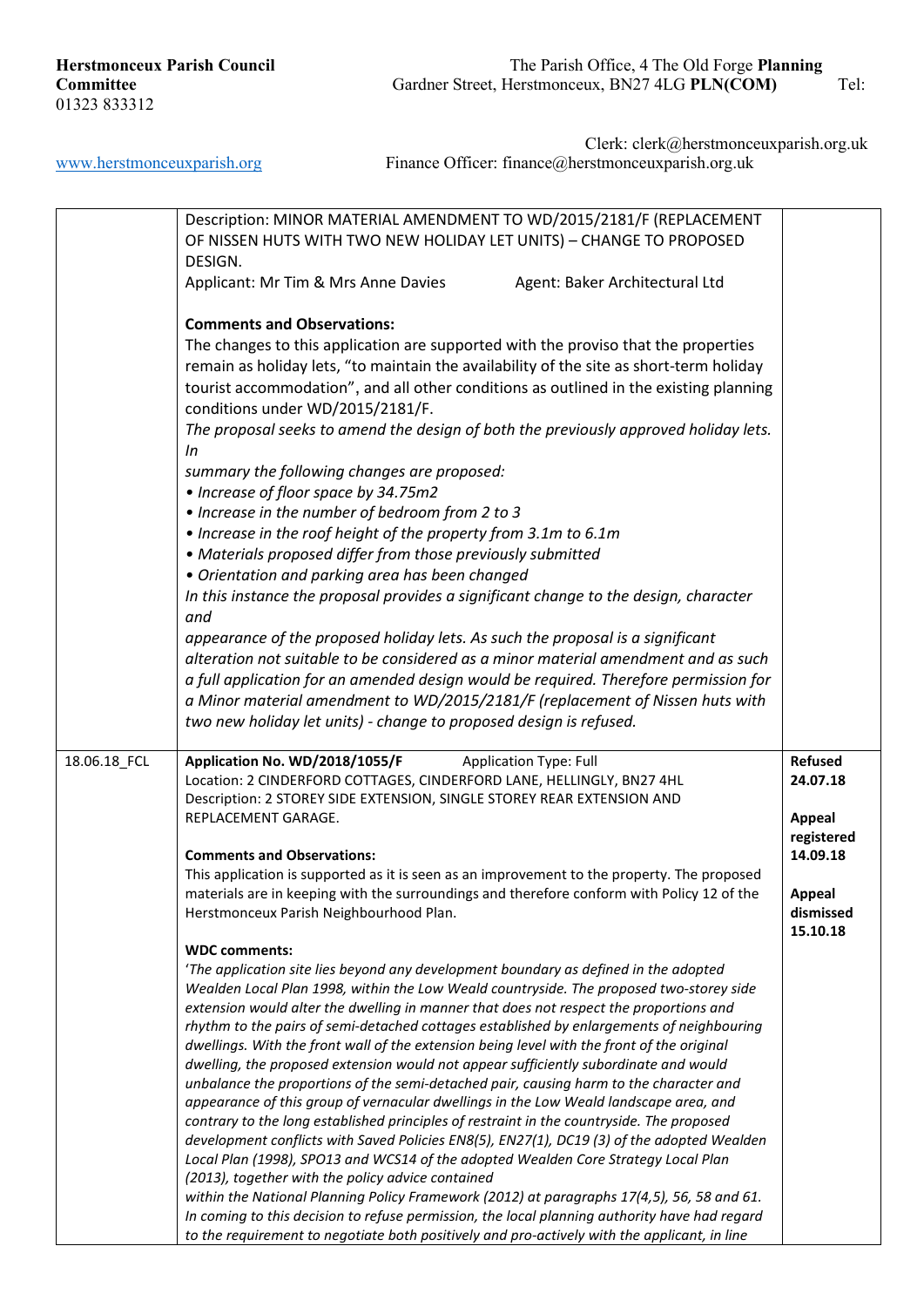**Herstmonceux Parish Council Planning Committee** The Parish Office, 4 The Old Forge Gardner Street, Herstmonceux, BN27 4LG **PLN(COM)** Tel: 01323 833312

www.herstmonceuxparish.org Clerk: clerk@herstmonceuxparish.org.uk Finance Officer: finance@herstmonceuxparish.org.uk

| | | |
|---|---|---|
| | Description: MINOR MATERIAL AMENDMENT TO WD/2015/2181/F (REPLACEMENT OF NISSEN HUTS WITH TWO NEW HOLIDAY LET UNITS) – CHANGE TO PROPOSED DESIGN.<br>Applicant: Mr Tim & Mrs Anne Davies Agent: Baker Architectural Ltd<br><br>**Comments and Observations:**<br>The changes to this application are supported with the proviso that the properties remain as holiday lets, "to maintain the availability of the site as short-term holiday tourist accommodation", and all other conditions as outlined in the existing planning conditions under WD/2015/2181/F.<br>*The proposal seeks to amend the design of both the previously approved holiday lets. In summary the following changes are proposed:*<br>*• Increase of floor space by 34.75m2*<br>*• Increase in the number of bedroom from 2 to 3*<br>*• Increase in the roof height of the property from 3.1m to 6.1m*<br>*• Materials proposed differ from those previously submitted*<br>*• Orientation and parking area has been changed*<br>*In this instance the proposal provides a significant change to the design, character and appearance of the proposed holiday lets. As such the proposal is a significant alteration not suitable to be considered as a minor material amendment and as such a full application for an amended design would be required. Therefore permission for a Minor material amendment to WD/2015/2181/F (replacement of Nissen huts with two new holiday let units) - change to proposed design is refused.* | |
| 18.06.18_FCL | **Application No. WD/2018/1055/F** Application Type: Full<br>Location: 2 CINDERFORD COTTAGES, CINDERFORD LANE, HELLINGLY, BN27 4HL<br>Description: 2 STOREY SIDE EXTENSION, SINGLE STOREY REAR EXTENSION AND REPLACEMENT GARAGE.<br><br>**Comments and Observations:**<br>This application is supported as it is seen as an improvement to the property. The proposed materials are in keeping with the surroundings and therefore conform with Policy 12 of the Herstmonceux Parish Neighbourhood Plan.<br><br>**WDC comments:**<br>'*The application site lies beyond any development boundary as defined in the adopted Wealden Local Plan 1998, within the Low Weald countryside. The proposed two-storey side extension would alter the dwelling in manner that does not respect the proportions and rhythm to the pairs of semi-detached cottages established by enlargements of neighbouring dwellings. With the front wall of the extension being level with the front of the original dwelling, the proposed extension would not appear sufficiently subordinate and would unbalance the proportions of the semi-detached pair, causing harm to the character and appearance of this group of vernacular dwellings in the Low Weald landscape area, and contrary to the long established principles of restraint in the countryside. The proposed development conflicts with Saved Policies EN8(5), EN27(1), DC19 (3) of the adopted Wealden Local Plan (1998), SPO13 and WCS14 of the adopted Wealden Core Strategy Local Plan (2013), together with the policy advice contained within the National Planning Policy Framework (2012) at paragraphs 17(4,5), 56, 58 and 61. In coming to this decision to refuse permission, the local planning authority have had regard to the requirement to negotiate both positively and pro-actively with the applicant, in line* | **Refused 24.07.18**<br><br>**Appeal registered 14.09.18**<br><br>**Appeal dismissed 15.10.18** |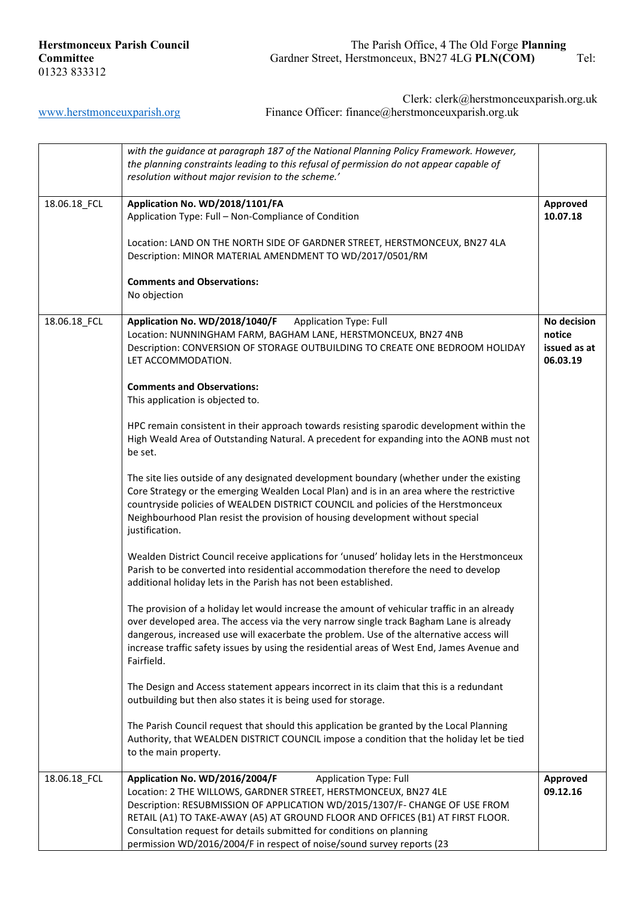| | with the guidance at paragraph 187 of the National Planning Policy Framework. However, the planning constraints leading to this refusal of permission do not appear capable of resolution without major revision to the scheme.' | |
|---|---|---|
| 18.06.18_FCL | **Application No. WD/2018/1101/FA**<br>Application Type: Full – Non-Compliance of Condition<br><br>Location: LAND ON THE NORTH SIDE OF GARDNER STREET, HERSTMONCEUX, BN27 4LA<br>Description: MINOR MATERIAL AMENDMENT TO WD/2017/0501/RM<br><br>**Comments and Observations:**<br>No objection | **Approved 10.07.18** |
| 18.06.18_FCL | **Application No. WD/2018/1040/F** Application Type: Full<br>Location: NUNNINGHAM FARM, BAGHAM LANE, HERSTMONCEUX, BN27 4NB<br>Description: CONVERSION OF STORAGE OUTBUILDING TO CREATE ONE BEDROOM HOLIDAY LET ACCOMMODATION.<br><br>**Comments and Observations:**<br>This application is objected to.<br><br>HPC remain consistent in their approach towards resisting sparodic development within the High Weald Area of Outstanding Natural. A precedent for expanding into the AONB must not be set.<br><br>The site lies outside of any designated development boundary (whether under the existing Core Strategy or the emerging Wealden Local Plan) and is in an area where the restrictive countryside policies of WEALDEN DISTRICT COUNCIL and policies of the Herstmonceux Neighbourhood Plan resist the provision of housing development without special justification.<br><br>Wealden District Council receive applications for 'unused' holiday lets in the Herstmonceux Parish to be converted into residential accommodation therefore the need to develop additional holiday lets in the Parish has not been established.<br><br>The provision of a holiday let would increase the amount of vehicular traffic in an already over developed area. The access via the very narrow single track Bagham Lane is already dangerous, increased use will exacerbate the problem. Use of the alternative access will increase traffic safety issues by using the residential areas of West End, James Avenue and Fairfield.<br><br>The Design and Access statement appears incorrect in its claim that this is a redundant outbuilding but then also states it is being used for storage.<br><br>The Parish Council request that should this application be granted by the Local Planning Authority, that WEALDEN DISTRICT COUNCIL impose a condition that the holiday let be tied to the main property. | **No decision notice issued as at 06.03.19** |
| 18.06.18_FCL | **Application No. WD/2016/2004/F** Application Type: Full<br>Location: 2 THE WILLOWS, GARDNER STREET, HERSTMONCEUX, BN27 4LE<br>Description: RESUBMISSION OF APPLICATION WD/2015/1307/F- CHANGE OF USE FROM RETAIL (A1) TO TAKE-AWAY (A5) AT GROUND FLOOR AND OFFICES (B1) AT FIRST FLOOR.<br>Consultation request for details submitted for conditions on planning permission WD/2016/2004/F in respect of noise/sound survey reports (23 | **Approved 09.12.16** |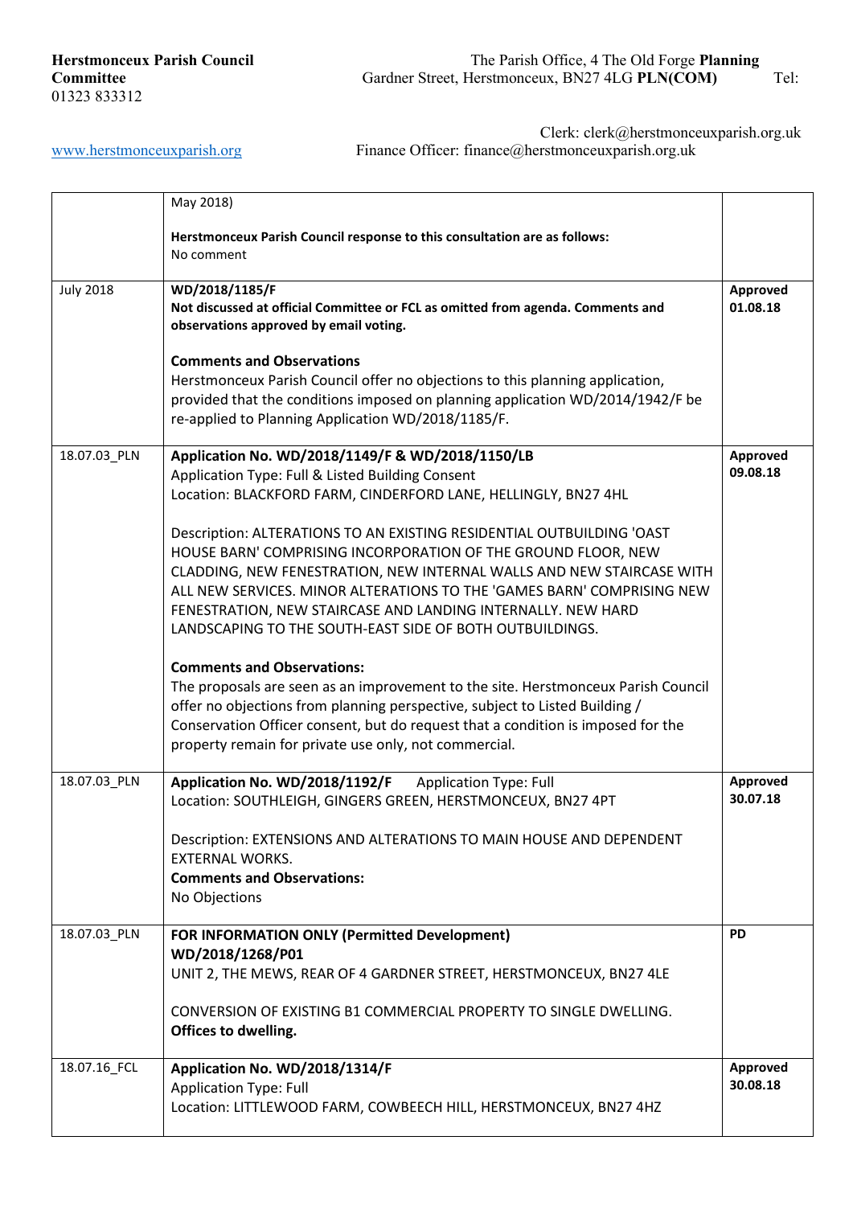**Herstmonceux Parish Council Planning Committee**
The Parish Office, 4 The Old Forge
Gardner Street, Herstmonceux, BN27 4LG **PLN(COM)**
Tel: 01323 833312
Clerk: clerk@herstmonceuxparish.org.uk
www.herstmonceuxparish.org
Finance Officer: finance@herstmonceuxparish.org.uk

| | | |
|---|---|---|
| | May 2018)<br><br>**Herstmonceux Parish Council response to this consultation are as follows:**<br>No comment | |
| July 2018 | **WD/2018/1185/F**<br>**Not discussed at official Committee or FCL as omitted from agenda. Comments and observations approved by email voting.**<br><br>**Comments and Observations**<br>Herstmonceux Parish Council offer no objections to this planning application, provided that the conditions imposed on planning application WD/2014/1942/F be re-applied to Planning Application WD/2018/1185/F. | **Approved 01.08.18** |
| 18.07.03_PLN | **Application No. WD/2018/1149/F & WD/2018/1150/LB**<br>Application Type: Full & Listed Building Consent<br>Location: BLACKFORD FARM, CINDERFORD LANE, HELLINGLY, BN27 4HL<br><br>Description: ALTERATIONS TO AN EXISTING RESIDENTIAL OUTBUILDING 'OAST HOUSE BARN' COMPRISING INCORPORATION OF THE GROUND FLOOR, NEW CLADDING, NEW FENESTRATION, NEW INTERNAL WALLS AND NEW STAIRCASE WITH ALL NEW SERVICES. MINOR ALTERATIONS TO THE 'GAMES BARN' COMPRISING NEW FENESTRATION, NEW STAIRCASE AND LANDING INTERNALLY. NEW HARD LANDSCAPING TO THE SOUTH-EAST SIDE OF BOTH OUTBUILDINGS.<br><br>**Comments and Observations:**<br>The proposals are seen as an improvement to the site. Herstmonceux Parish Council offer no objections from planning perspective, subject to Listed Building / Conservation Officer consent, but do request that a condition is imposed for the property remain for private use only, not commercial. | **Approved 09.08.18** |
| 18.07.03_PLN | **Application No. WD/2018/1192/F** Application Type: Full<br>Location: SOUTHLEIGH, GINGERS GREEN, HERSTMONCEUX, BN27 4PT<br><br>Description: EXTENSIONS AND ALTERATIONS TO MAIN HOUSE AND DEPENDENT EXTERNAL WORKS.<br>**Comments and Observations:**<br>No Objections | **Approved 30.07.18** |
| 18.07.03_PLN | **FOR INFORMATION ONLY (Permitted Development)**<br>**WD/2018/1268/P01**<br>UNIT 2, THE MEWS, REAR OF 4 GARDNER STREET, HERSTMONCEUX, BN27 4LE<br><br>CONVERSION OF EXISTING B1 COMMERCIAL PROPERTY TO SINGLE DWELLING.<br>**Offices to dwelling.** | **PD** |
| 18.07.16_FCL | **Application No. WD/2018/1314/F**<br>Application Type: Full<br>Location: LITTLEWOOD FARM, COWBEECH HILL, HERSTMONCEUX, BN27 4HZ | **Approved 30.08.18** |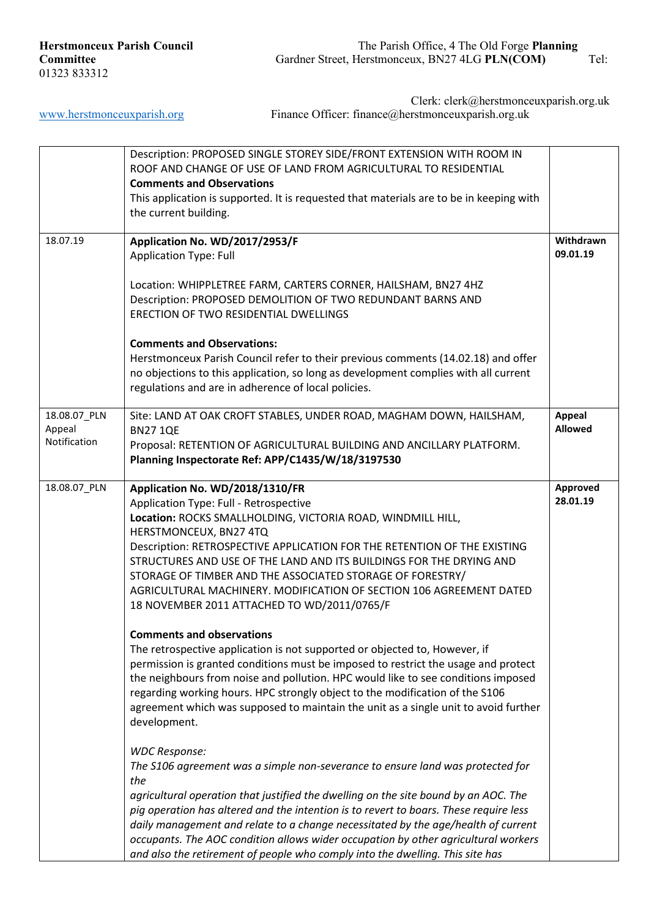**Herstmonceux Parish Council** The Parish Office, 4 The Old Forge **Planning Committee** Gardner Street, Herstmonceux, BN27 4LG **PLN(COM)** Tel: 01323 833312

Clerk: clerk@herstmonceuxparish.org.uk

www.herstmonceuxparish.org Finance Officer: finance@herstmonceuxparish.org.uk

| | | |
|---|---|---|
| | Description: PROPOSED SINGLE STOREY SIDE/FRONT EXTENSION WITH ROOM IN ROOF AND CHANGE OF USE OF LAND FROM AGRICULTURAL TO RESIDENTIAL<br>**Comments and Observations**<br>This application is supported. It is requested that materials are to be in keeping with the current building. | |
| 18.07.19 | **Application No. WD/2017/2953/F**<br>Application Type: Full<br><br>Location: WHIPPLETREE FARM, CARTERS CORNER, HAILSHAM, BN27 4HZ<br>Description: PROPOSED DEMOLITION OF TWO REDUNDANT BARNS AND ERECTION OF TWO RESIDENTIAL DWELLINGS<br><br>**Comments and Observations:**<br>Herstmonceux Parish Council refer to their previous comments (14.02.18) and offer no objections to this application, so long as development complies with all current regulations and are in adherence of local policies. | **Withdrawn 09.01.19** |
| 18.08.07_PLN Appeal Notification | Site: LAND AT OAK CROFT STABLES, UNDER ROAD, MAGHAM DOWN, HAILSHAM, BN27 1QE<br>Proposal: RETENTION OF AGRICULTURAL BUILDING AND ANCILLARY PLATFORM.<br>**Planning Inspectorate Ref: APP/C1435/W/18/3197530** | **Appeal Allowed** |
| 18.08.07_PLN | **Application No. WD/2018/1310/FR**<br>Application Type: Full - Retrospective<br>**Location:** ROCKS SMALLHOLDING, VICTORIA ROAD, WINDMILL HILL, HERSTMONCEUX, BN27 4TQ<br>Description: RETROSPECTIVE APPLICATION FOR THE RETENTION OF THE EXISTING STRUCTURES AND USE OF THE LAND AND ITS BUILDINGS FOR THE DRYING AND STORAGE OF TIMBER AND THE ASSOCIATED STORAGE OF FORESTRY/ AGRICULTURAL MACHINERY. MODIFICATION OF SECTION 106 AGREEMENT DATED 18 NOVEMBER 2011 ATTACHED TO WD/2011/0765/F<br><br>**Comments and observations**<br>The retrospective application is not supported or objected to, However, if permission is granted conditions must be imposed to restrict the usage and protect the neighbours from noise and pollution. HPC would like to see conditions imposed regarding working hours. HPC strongly object to the modification of the S106 agreement which was supposed to maintain the unit as a single unit to avoid further development.<br><br>*WDC Response:*<br>*The S106 agreement was a simple non-severance to ensure land was protected for the*<br>*agricultural operation that justified the dwelling on the site bound by an AOC. The pig operation has altered and the intention is to revert to boars. These require less daily management and relate to a change necessitated by the age/health of current occupants. The AOC condition allows wider occupation by other agricultural workers and also the retirement of people who comply into the dwelling. This site has* | **Approved 28.01.19** |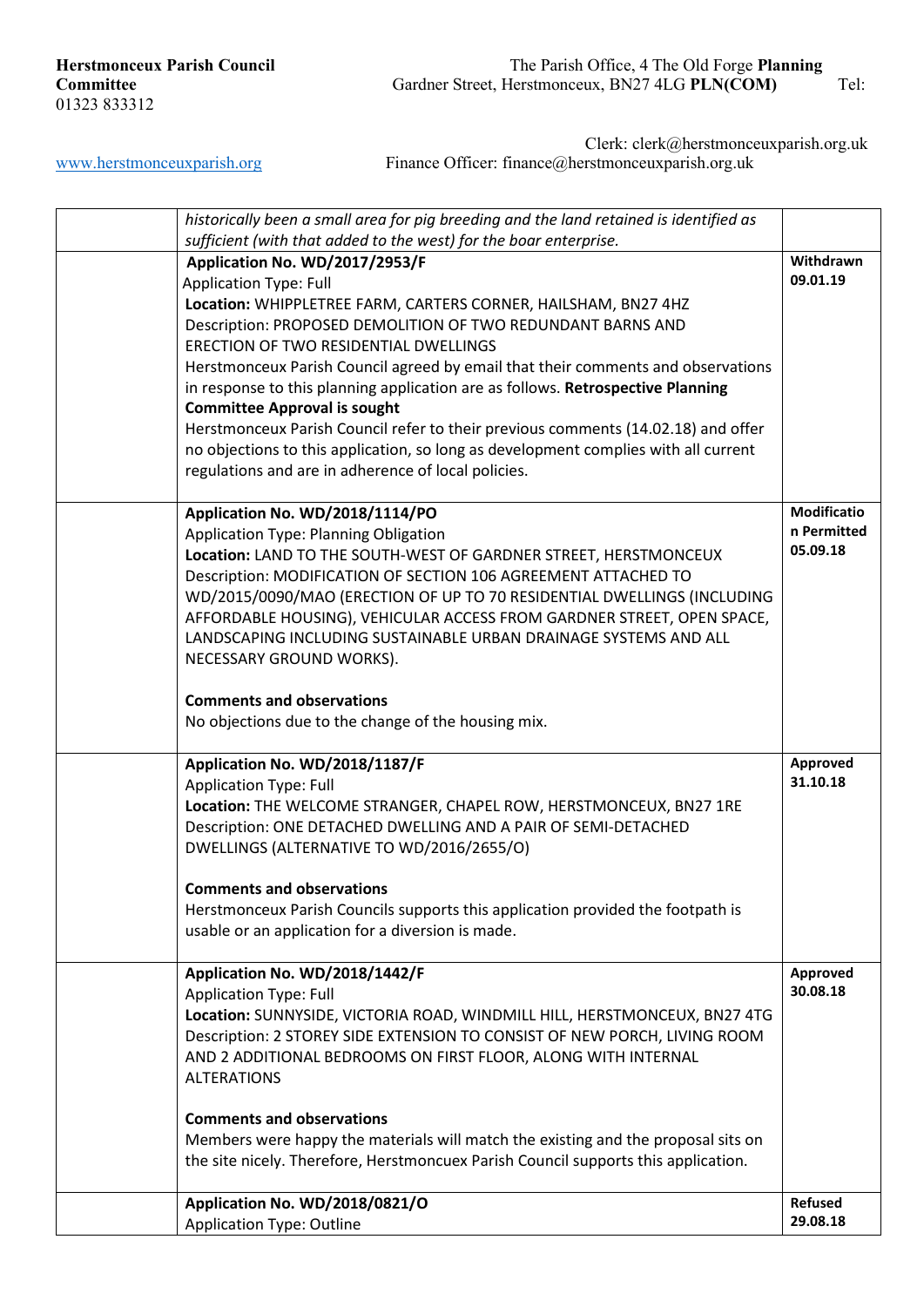| | | |
|---|---|---|
| | *historically been a small area for pig breeding and the land retained is identified as sufficient (with that added to the west) for the boar enterprise.* | |
| | **Application No. WD/2017/2953/F**<br>Application Type: Full<br>**Location:** WHIPPLETREE FARM, CARTERS CORNER, HAILSHAM, BN27 4HZ<br>Description: PROPOSED DEMOLITION OF TWO REDUNDANT BARNS AND ERECTION OF TWO RESIDENTIAL DWELLINGS<br>Herstmonceux Parish Council agreed by email that their comments and observations in response to this planning application are as follows. **Retrospective Planning Committee Approval is sought**<br>Herstmonceux Parish Council refer to their previous comments (14.02.18) and offer no objections to this application, so long as development complies with all current regulations and are in adherence of local policies. | **Withdrawn 09.01.19** |
| | **Application No. WD/2018/1114/PO**<br>Application Type: Planning Obligation<br>**Location:** LAND TO THE SOUTH-WEST OF GARDNER STREET, HERSTMONCEUX<br>Description: MODIFICATION OF SECTION 106 AGREEMENT ATTACHED TO WD/2015/0090/MAO (ERECTION OF UP TO 70 RESIDENTIAL DWELLINGS (INCLUDING AFFORDABLE HOUSING), VEHICULAR ACCESS FROM GARDNER STREET, OPEN SPACE, LANDSCAPING INCLUDING SUSTAINABLE URBAN DRAINAGE SYSTEMS AND ALL NECESSARY GROUND WORKS).<br><br>**Comments and observations**<br>No objections due to the change of the housing mix. | **Modification Permitted 05.09.18** |
| | **Application No. WD/2018/1187/F**<br>Application Type: Full<br>**Location:** THE WELCOME STRANGER, CHAPEL ROW, HERSTMONCEUX, BN27 1RE<br>Description: ONE DETACHED DWELLING AND A PAIR OF SEMI-DETACHED DWELLINGS (ALTERNATIVE TO WD/2016/2655/O)<br><br>**Comments and observations**<br>Herstmonceux Parish Councils supports this application provided the footpath is usable or an application for a diversion is made. | **Approved 31.10.18** |
| | **Application No. WD/2018/1442/F**<br>Application Type: Full<br>**Location:** SUNNYSIDE, VICTORIA ROAD, WINDMILL HILL, HERSTMONCEUX, BN27 4TG<br>Description: 2 STOREY SIDE EXTENSION TO CONSIST OF NEW PORCH, LIVING ROOM AND 2 ADDITIONAL BEDROOMS ON FIRST FLOOR, ALONG WITH INTERNAL ALTERATIONS<br><br>**Comments and observations**<br>Members were happy the materials will match the existing and the proposal sits on the site nicely. Therefore, Herstmoncuex Parish Council supports this application. | **Approved 30.08.18** |
| | **Application No. WD/2018/0821/O**<br>Application Type: Outline | **Refused 29.08.18** |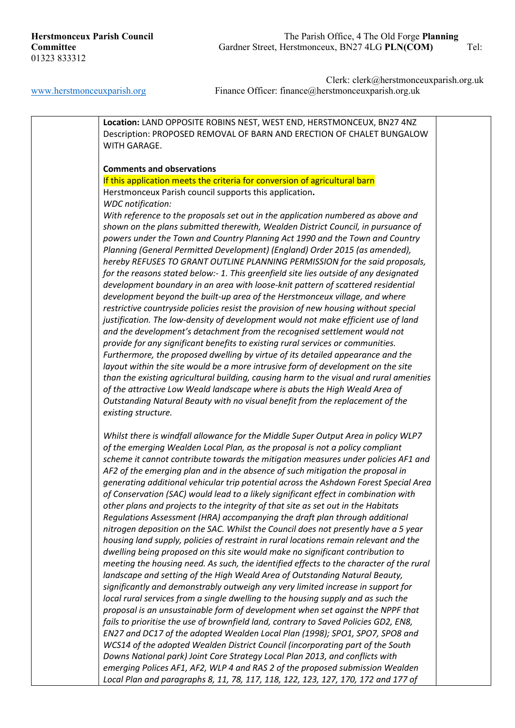**Herstmonceux Parish Council** The Parish Office, 4 The Old Forge **Planning Committee** Gardner Street, Herstmonceux, BN27 4LG **PLN(COM)** Tel: 01323 833312

Clerk: clerk@herstmonceuxparish.org.uk

www.herstmonceuxparish.org Finance Officer: finance@herstmonceuxparish.org.uk

| | | |
|---|---|---|
| | **Location:** LAND OPPOSITE ROBINS NEST, WEST END, HERSTMONCEUX, BN27 4NZ<br>Description: PROPOSED REMOVAL OF BARN AND ERECTION OF CHALET BUNGALOW WITH GARAGE.<br><br>**Comments and observations**<br>If this application meets the criteria for conversion of agricultural barn<br>Herstmonceux Parish council supports this application**.**<br>*WDC notification:*<br>*With reference to the proposals set out in the application numbered as above and shown on the plans submitted therewith, Wealden District Council, in pursuance of powers under the Town and Country Planning Act 1990 and the Town and Country Planning (General Permitted Development) (England) Order 2015 (as amended), hereby REFUSES TO GRANT OUTLINE PLANNING PERMISSION for the said proposals, for the reasons stated below:- 1. This greenfield site lies outside of any designated development boundary in an area with loose-knit pattern of scattered residential development beyond the built-up area of the Herstmonceux village, and where restrictive countryside policies resist the provision of new housing without special justification. The low-density of development would not make efficient use of land and the development's detachment from the recognised settlement would not provide for any significant benefits to existing rural services or communities. Furthermore, the proposed dwelling by virtue of its detailed appearance and the layout within the site would be a more intrusive form of development on the site than the existing agricultural building, causing harm to the visual and rural amenities of the attractive Low Weald landscape where is abuts the High Weald Area of Outstanding Natural Beauty with no visual benefit from the replacement of the existing structure.*<br><br>*Whilst there is windfall allowance for the Middle Super Output Area in policy WLP7 of the emerging Wealden Local Plan, as the proposal is not a policy compliant scheme it cannot contribute towards the mitigation measures under policies AF1 and AF2 of the emerging plan and in the absence of such mitigation the proposal in generating additional vehicular trip potential across the Ashdown Forest Special Area of Conservation (SAC) would lead to a likely significant effect in combination with other plans and projects to the integrity of that site as set out in the Habitats Regulations Assessment (HRA) accompanying the draft plan through additional nitrogen deposition on the SAC. Whilst the Council does not presently have a 5 year housing land supply, policies of restraint in rural locations remain relevant and the dwelling being proposed on this site would make no significant contribution to meeting the housing need. As such, the identified effects to the character of the rural landscape and setting of the High Weald Area of Outstanding Natural Beauty, significantly and demonstrably outweigh any very limited increase in support for local rural services from a single dwelling to the housing supply and as such the proposal is an unsustainable form of development when set against the NPPF that fails to prioritise the use of brownfield land, contrary to Saved Policies GD2, EN8, EN27 and DC17 of the adopted Wealden Local Plan (1998); SPO1, SPO7, SPO8 and WCS14 of the adopted Wealden District Council (incorporating part of the South Downs National park) Joint Core Strategy Local Plan 2013, and conflicts with emerging Polices AF1, AF2, WLP 4 and RAS 2 of the proposed submission Wealden Local Plan and paragraphs 8, 11, 78, 117, 118, 122, 123, 127, 170, 172 and 177 of* | |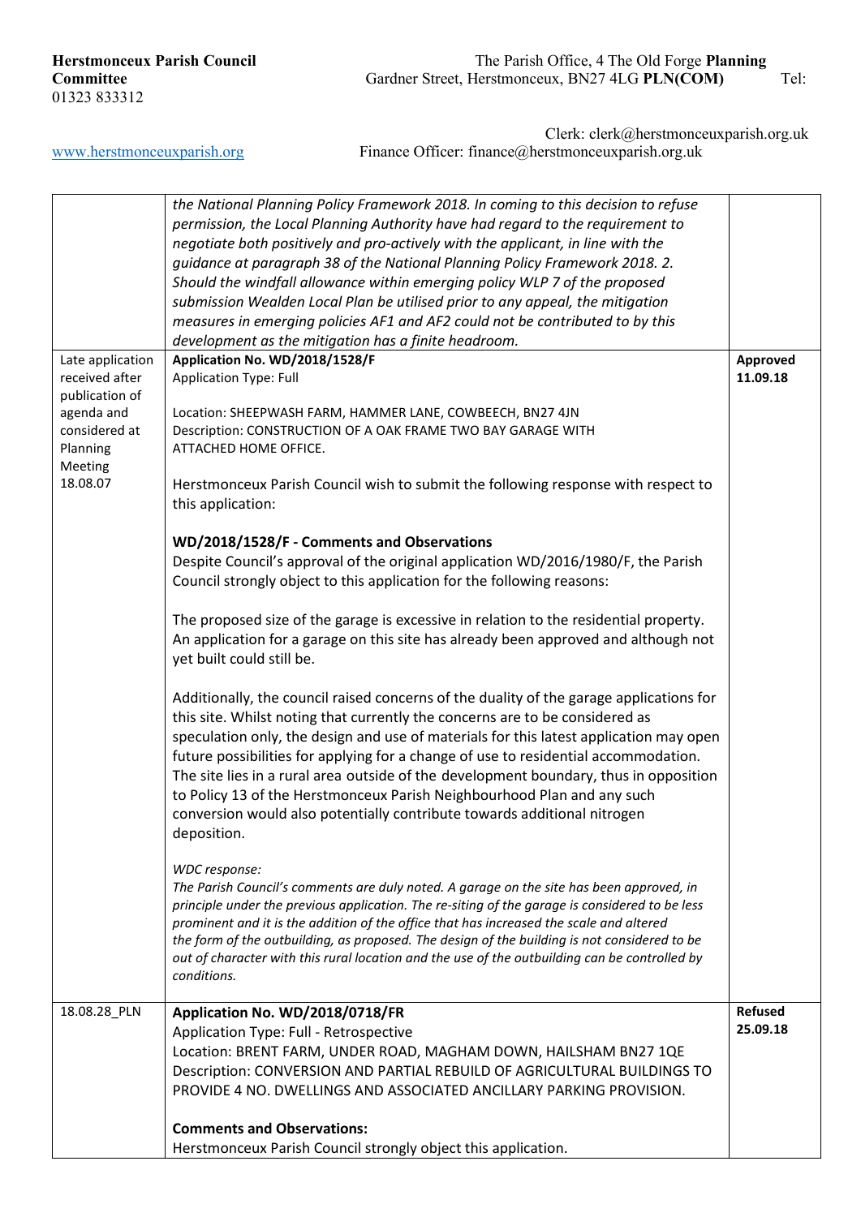| | *the National Planning Policy Framework 2018. In coming to this decision to refuse permission, the Local Planning Authority have had regard to the requirement to negotiate both positively and pro-actively with the applicant, in line with the guidance at paragraph 38 of the National Planning Policy Framework 2018. 2. Should the windfall allowance within emerging policy WLP 7 of the proposed submission Wealden Local Plan be utilised prior to any appeal, the mitigation measures in emerging policies AF1 and AF2 could not be contributed to by this development as the mitigation has a finite headroom.* | |
|---|---|---|
| Late application received after publication of agenda and considered at Planning Meeting 18.08.07 | **Application No. WD/2018/1528/F**<br>Application Type: Full<br><br>Location: SHEEPWASH FARM, HAMMER LANE, COWBEECH, BN27 4JN<br>Description: CONSTRUCTION OF A OAK FRAME TWO BAY GARAGE WITH ATTACHED HOME OFFICE.<br><br>Herstmonceux Parish Council wish to submit the following response with respect to this application:<br><br>**WD/2018/1528/F - Comments and Observations**<br>Despite Council's approval of the original application WD/2016/1980/F, the Parish Council strongly object to this application for the following reasons:<br><br>The proposed size of the garage is excessive in relation to the residential property. An application for a garage on this site has already been approved and although not yet built could still be.<br><br>Additionally, the council raised concerns of the duality of the garage applications for this site. Whilst noting that currently the concerns are to be considered as speculation only, the design and use of materials for this latest application may open future possibilities for applying for a change of use to residential accommodation. The site lies in a rural area outside of the development boundary, thus in opposition to Policy 13 of the Herstmonceux Parish Neighbourhood Plan and any such conversion would also potentially contribute towards additional nitrogen deposition.<br><br>*WDC response:*<br>*The Parish Council's comments are duly noted. A garage on the site has been approved, in principle under the previous application. The re-siting of the garage is considered to be less prominent and it is the addition of the office that has increased the scale and altered the form of the outbuilding, as proposed. The design of the building is not considered to be out of character with this rural location and the use of the outbuilding can be controlled by conditions.* | **Approved 11.09.18** |
| 18.08.28_PLN | **Application No. WD/2018/0718/FR**<br>Application Type: Full - Retrospective<br>Location: BRENT FARM, UNDER ROAD, MAGHAM DOWN, HAILSHAM BN27 1QE<br>Description: CONVERSION AND PARTIAL REBUILD OF AGRICULTURAL BUILDINGS TO PROVIDE 4 NO. DWELLINGS AND ASSOCIATED ANCILLARY PARKING PROVISION.<br><br>**Comments and Observations:**<br>Herstmonceux Parish Council strongly object this application. | **Refused 25.09.18** |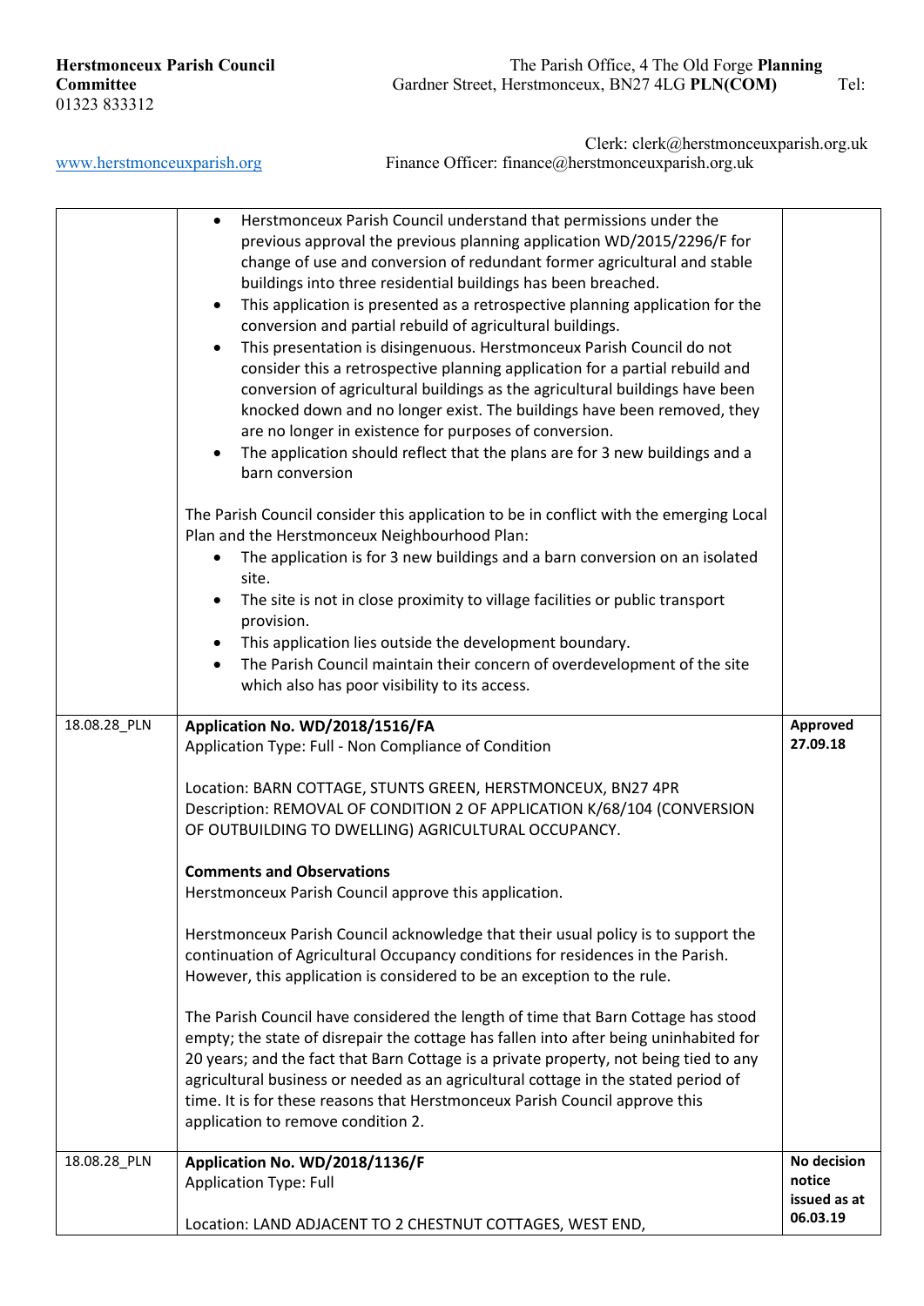**Herstmonceux Parish Council** The Parish Office, 4 The Old Forge **Planning Committee** Gardner Street, Herstmonceux, BN27 4LG **PLN(COM)** Tel: 01323 833312

Clerk: clerk@herstmonceuxparish.org.uk

www.herstmonceuxparish.org Finance Officer: finance@herstmonceuxparish.org.uk

| | | |
|---|---|---|
| | • Herstmonceux Parish Council understand that permissions under the previous approval the previous planning application WD/2015/2296/F for change of use and conversion of redundant former agricultural and stable buildings into three residential buildings has been breached.<br>• This application is presented as a retrospective planning application for the conversion and partial rebuild of agricultural buildings.<br>• This presentation is disingenuous. Herstmonceux Parish Council do not consider this a retrospective planning application for a partial rebuild and conversion of agricultural buildings as the agricultural buildings have been knocked down and no longer exist. The buildings have been removed, they are no longer in existence for purposes of conversion.<br>• The application should reflect that the plans are for 3 new buildings and a barn conversion<br><br>The Parish Council consider this application to be in conflict with the emerging Local Plan and the Herstmonceux Neighbourhood Plan:<br>• The application is for 3 new buildings and a barn conversion on an isolated site.<br>• The site is not in close proximity to village facilities or public transport provision.<br>• This application lies outside the development boundary.<br>• The Parish Council maintain their concern of overdevelopment of the site which also has poor visibility to its access. | |
| 18.08.28_PLN | **Application No. WD/2018/1516/FA**<br>Application Type: Full - Non Compliance of Condition<br><br>Location: BARN COTTAGE, STUNTS GREEN, HERSTMONCEUX, BN27 4PR<br>Description: REMOVAL OF CONDITION 2 OF APPLICATION K/68/104 (CONVERSION OF OUTBUILDING TO DWELLING) AGRICULTURAL OCCUPANCY.<br><br>**Comments and Observations**<br>Herstmonceux Parish Council approve this application.<br><br>Herstmonceux Parish Council acknowledge that their usual policy is to support the continuation of Agricultural Occupancy conditions for residences in the Parish. However, this application is considered to be an exception to the rule.<br><br>The Parish Council have considered the length of time that Barn Cottage has stood empty; the state of disrepair the cottage has fallen into after being uninhabited for 20 years; and the fact that Barn Cottage is a private property, not being tied to any agricultural business or needed as an agricultural cottage in the stated period of time. It is for these reasons that Herstmonceux Parish Council approve this application to remove condition 2. | **Approved 27.09.18** |
| 18.08.28_PLN | **Application No. WD/2018/1136/F**<br>Application Type: Full<br><br>Location: LAND ADJACENT TO 2 CHESTNUT COTTAGES, WEST END, | **No decision notice issued as at 06.03.19** |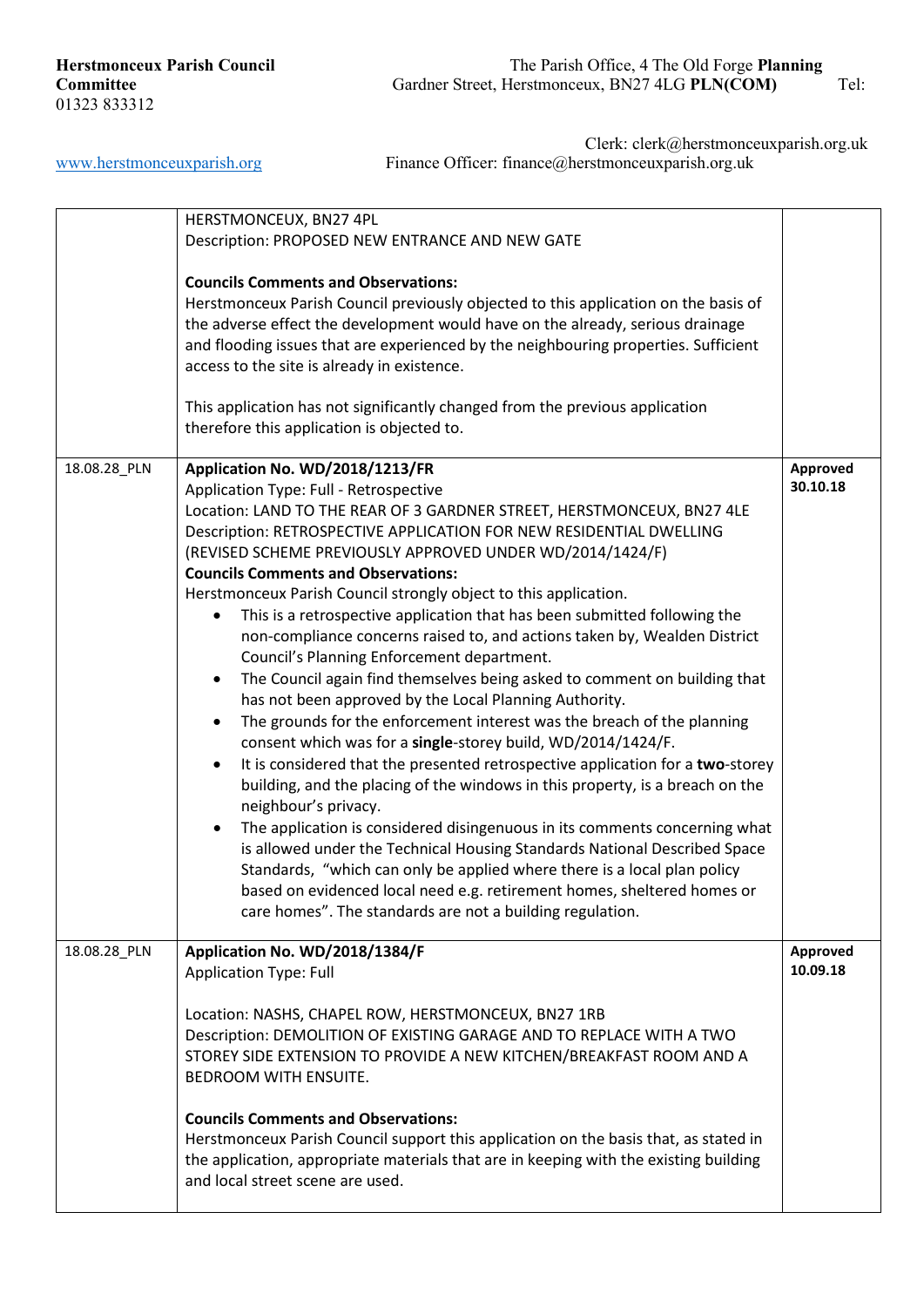**Herstmonceux Parish Council** The Parish Office, 4 The Old Forge **Planning Committee** Gardner Street, Herstmonceux, BN27 4LG **PLN(COM)** Tel: 01323 833312

Clerk: clerk@herstmonceuxparish.org.uk

[www.herstmonceuxparish.org](http://www.herstmonceuxparish.org) Finance Officer: finance@herstmonceuxparish.org.uk

| | | |
|---|---|---|
| | HERSTMONCEUX, BN27 4PL<br>Description: PROPOSED NEW ENTRANCE AND NEW GATE<br><br>**Councils Comments and Observations:**<br>Herstmonceux Parish Council previously objected to this application on the basis of the adverse effect the development would have on the already, serious drainage and flooding issues that are experienced by the neighbouring properties. Sufficient access to the site is already in existence.<br><br>This application has not significantly changed from the previous application therefore this application is objected to. | |
| 18.08.28_PLN | **Application No. WD/2018/1213/FR**<br>Application Type: Full - Retrospective<br>Location: LAND TO THE REAR OF 3 GARDNER STREET, HERSTMONCEUX, BN27 4LE<br>Description: RETROSPECTIVE APPLICATION FOR NEW RESIDENTIAL DWELLING (REVISED SCHEME PREVIOUSLY APPROVED UNDER WD/2014/1424/F)<br>**Councils Comments and Observations:**<br>Herstmonceux Parish Council strongly object to this application.<br>• This is a retrospective application that has been submitted following the non-compliance concerns raised to, and actions taken by, Wealden District Council's Planning Enforcement department.<br>• The Council again find themselves being asked to comment on building that has not been approved by the Local Planning Authority.<br>• The grounds for the enforcement interest was the breach of the planning consent which was for a **single**-storey build, WD/2014/1424/F.<br>• It is considered that the presented retrospective application for a **two**-storey building, and the placing of the windows in this property, is a breach on the neighbour's privacy.<br>• The application is considered disingenuous in its comments concerning what is allowed under the Technical Housing Standards National Described Space Standards, "which can only be applied where there is a local plan policy based on evidenced local need e.g. retirement homes, sheltered homes or care homes". The standards are not a building regulation. | **Approved 30.10.18** |
| 18.08.28_PLN | **Application No. WD/2018/1384/F**<br>Application Type: Full<br><br>Location: NASHS, CHAPEL ROW, HERSTMONCEUX, BN27 1RB<br>Description: DEMOLITION OF EXISTING GARAGE AND TO REPLACE WITH A TWO STOREY SIDE EXTENSION TO PROVIDE A NEW KITCHEN/BREAKFAST ROOM AND A BEDROOM WITH ENSUITE.<br><br>**Councils Comments and Observations:**<br>Herstmonceux Parish Council support this application on the basis that, as stated in the application, appropriate materials that are in keeping with the existing building and local street scene are used. | **Approved 10.09.18** |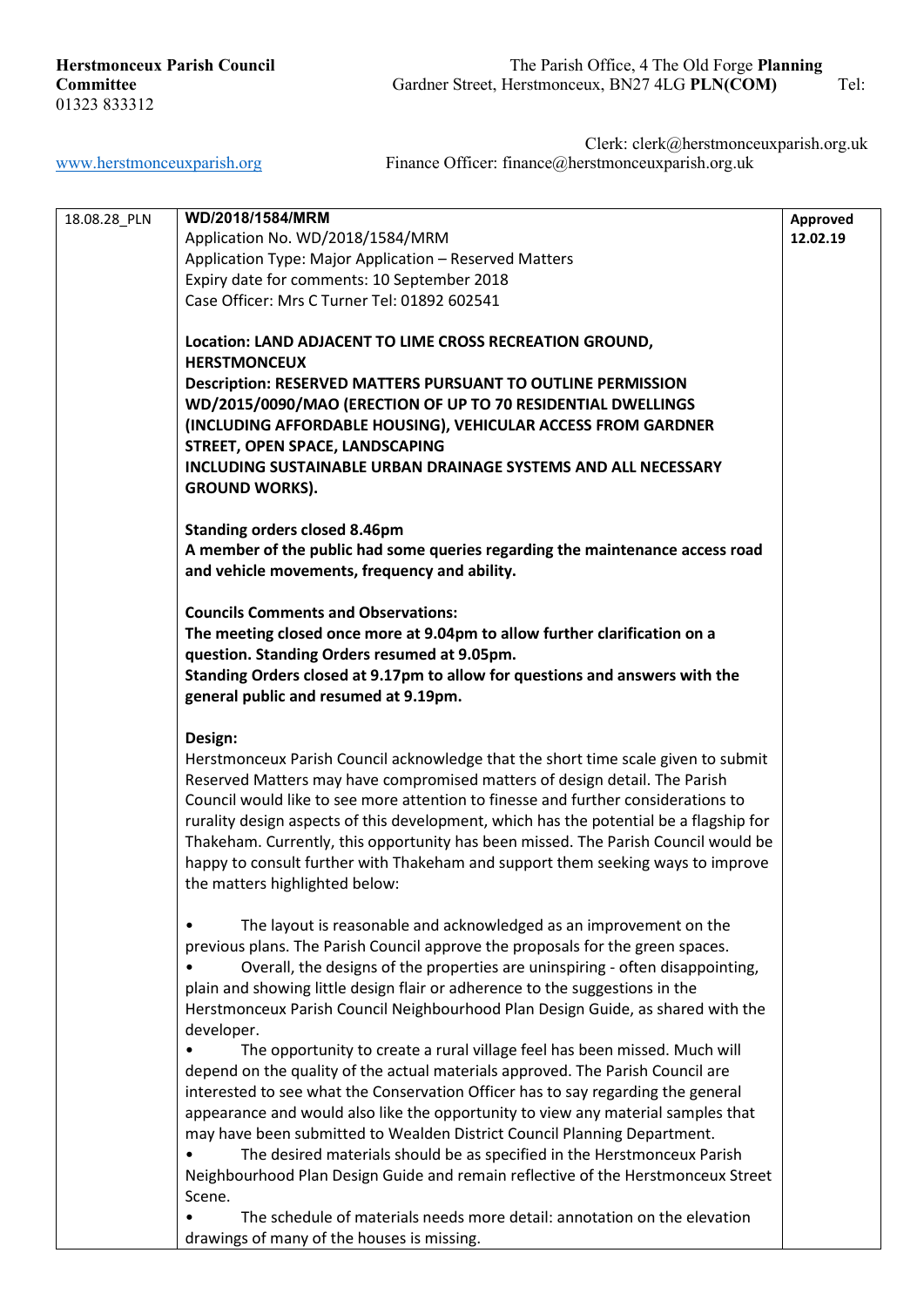**Herstmonceux Parish Council** The Parish Office, 4 The Old Forge **Planning Committee** Gardner Street, Herstmonceux, BN27 4LG **PLN(COM)** Tel: 01323 833312

Clerk: clerk@herstmonceuxparish.org.uk

www.herstmonceuxparish.org Finance Officer: finance@herstmonceuxparish.org.uk

| 18.08.28_PLN | **WD/2018/1584/MRM**<br>Application No. WD/2018/1584/MRM<br>Application Type: Major Application – Reserved Matters<br>Expiry date for comments: 10 September 2018<br>Case Officer: Mrs C Turner Tel: 01892 602541<br><br>**Location: LAND ADJACENT TO LIME CROSS RECREATION GROUND, HERSTMONCEUX**<br>**Description: RESERVED MATTERS PURSUANT TO OUTLINE PERMISSION WD/2015/0090/MAO (ERECTION OF UP TO 70 RESIDENTIAL DWELLINGS (INCLUDING AFFORDABLE HOUSING), VEHICULAR ACCESS FROM GARDNER STREET, OPEN SPACE, LANDSCAPING INCLUDING SUSTAINABLE URBAN DRAINAGE SYSTEMS AND ALL NECESSARY GROUND WORKS).**<br><br>**Standing orders closed 8.46pm**<br>**A member of the public had some queries regarding the maintenance access road and vehicle movements, frequency and ability.**<br><br>**Councils Comments and Observations:**<br>**The meeting closed once more at 9.04pm to allow further clarification on a question. Standing Orders resumed at 9.05pm.**<br>**Standing Orders closed at 9.17pm to allow for questions and answers with the general public and resumed at 9.19pm.**<br><br>**Design:**<br>Herstmonceux Parish Council acknowledge that the short time scale given to submit Reserved Matters may have compromised matters of design detail. The Parish Council would like to see more attention to finesse and further considerations to rurality design aspects of this development, which has the potential be a flagship for Thakeham. Currently, this opportunity has been missed. The Parish Council would be happy to consult further with Thakeham and support them seeking ways to improve the matters highlighted below:<br><br>• The layout is reasonable and acknowledged as an improvement on the previous plans. The Parish Council approve the proposals for the green spaces.<br>• Overall, the designs of the properties are uninspiring - often disappointing, plain and showing little design flair or adherence to the suggestions in the Herstmonceux Parish Council Neighbourhood Plan Design Guide, as shared with the developer.<br>• The opportunity to create a rural village feel has been missed. Much will depend on the quality of the actual materials approved. The Parish Council are interested to see what the Conservation Officer has to say regarding the general appearance and would also like the opportunity to view any material samples that may have been submitted to Wealden District Council Planning Department.<br>• The desired materials should be as specified in the Herstmonceux Parish Neighbourhood Plan Design Guide and remain reflective of the Herstmonceux Street Scene.<br>• The schedule of materials needs more detail: annotation on the elevation drawings of many of the houses is missing. | **Approved 12.02.19** |
|---|---|---|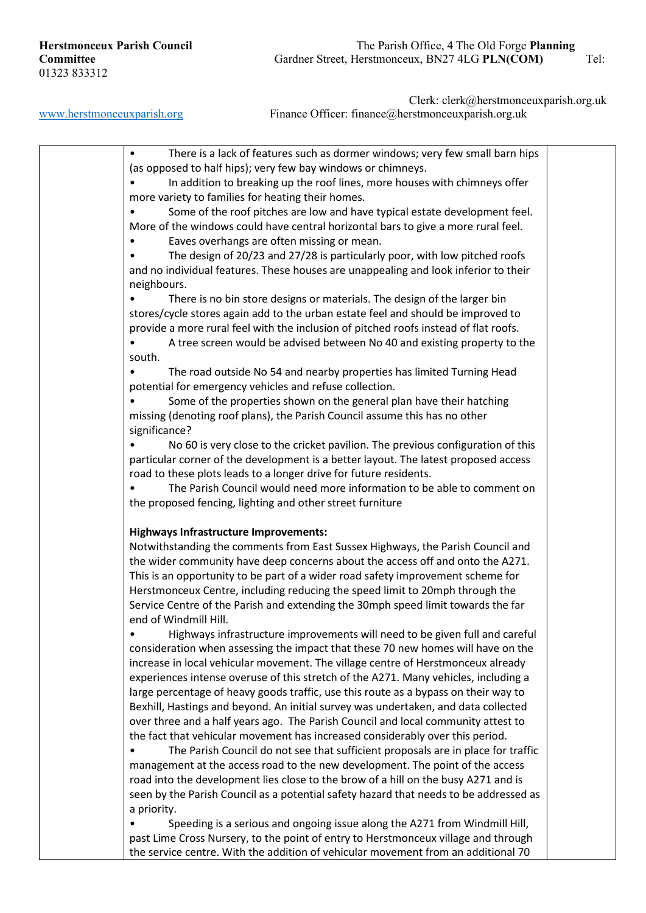**Herstmonceux Parish Council** The Parish Office, 4 The Old Forge **Planning Committee** Gardner Street, Herstmonceux, BN27 4LG **PLN(COM)** Tel: 01323 833312

www.herstmonceuxparish.org Clerk: clerk@herstmonceuxparish.org.uk
Finance Officer: finance@herstmonceuxparish.org.uk

| | | |
|---|---|---|
| | • There is a lack of features such as dormer windows; very few small barn hips (as opposed to half hips); very few bay windows or chimneys.<br>• In addition to breaking up the roof lines, more houses with chimneys offer more variety to families for heating their homes.<br>• Some of the roof pitches are low and have typical estate development feel. More of the windows could have central horizontal bars to give a more rural feel.<br>• Eaves overhangs are often missing or mean.<br>• The design of 20/23 and 27/28 is particularly poor, with low pitched roofs and no individual features. These houses are unappealing and look inferior to their neighbours.<br>• There is no bin store designs or materials. The design of the larger bin stores/cycle stores again add to the urban estate feel and should be improved to provide a more rural feel with the inclusion of pitched roofs instead of flat roofs.<br>• A tree screen would be advised between No 40 and existing property to the south.<br>• The road outside No 54 and nearby properties has limited Turning Head potential for emergency vehicles and refuse collection.<br>• Some of the properties shown on the general plan have their hatching missing (denoting roof plans), the Parish Council assume this has no other significance?<br>• No 60 is very close to the cricket pavilion. The previous configuration of this particular corner of the development is a better layout. The latest proposed access road to these plots leads to a longer drive for future residents.<br>• The Parish Council would need more information to be able to comment on the proposed fencing, lighting and other street furniture<br><br>**Highways Infrastructure Improvements:**<br>Notwithstanding the comments from East Sussex Highways, the Parish Council and the wider community have deep concerns about the access off and onto the A271. This is an opportunity to be part of a wider road safety improvement scheme for Herstmonceux Centre, including reducing the speed limit to 20mph through the Service Centre of the Parish and extending the 30mph speed limit towards the far end of Windmill Hill.<br>• Highways infrastructure improvements will need to be given full and careful consideration when assessing the impact that these 70 new homes will have on the increase in local vehicular movement. The village centre of Herstmonceux already experiences intense overuse of this stretch of the A271. Many vehicles, including a large percentage of heavy goods traffic, use this route as a bypass on their way to Bexhill, Hastings and beyond. An initial survey was undertaken, and data collected over three and a half years ago. The Parish Council and local community attest to the fact that vehicular movement has increased considerably over this period.<br>• The Parish Council do not see that sufficient proposals are in place for traffic management at the access road to the new development. The point of the access road into the development lies close to the brow of a hill on the busy A271 and is seen by the Parish Council as a potential safety hazard that needs to be addressed as a priority.<br>• Speeding is a serious and ongoing issue along the A271 from Windmill Hill, past Lime Cross Nursery, to the point of entry to Herstmonceux village and through the service centre. With the addition of vehicular movement from an additional 70 | |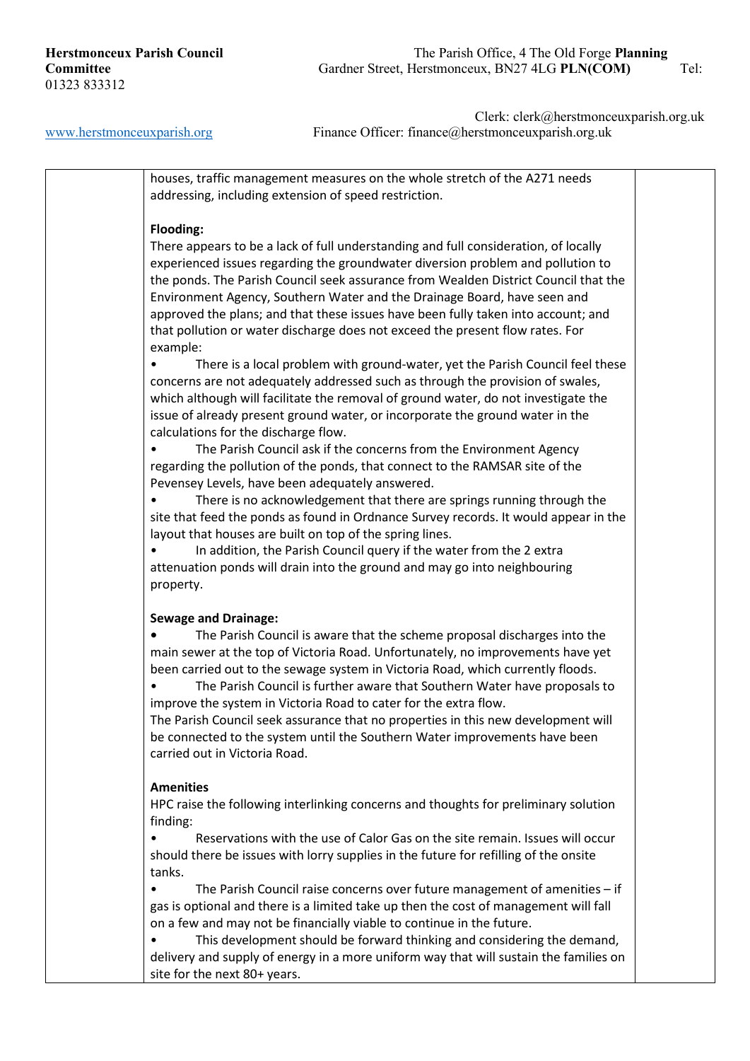houses, traffic management measures on the whole stretch of the A271 needs addressing, including extension of speed restriction.

**Flooding:**

There appears to be a lack of full understanding and full consideration, of locally experienced issues regarding the groundwater diversion problem and pollution to the ponds. The Parish Council seek assurance from Wealden District Council that the Environment Agency, Southern Water and the Drainage Board, have seen and approved the plans; and that these issues have been fully taken into account; and that pollution or water discharge does not exceed the present flow rates. For example:

- There is a local problem with ground-water, yet the Parish Council feel these concerns are not adequately addressed such as through the provision of swales, which although will facilitate the removal of ground water, do not investigate the issue of already present ground water, or incorporate the ground water in the calculations for the discharge flow.
- The Parish Council ask if the concerns from the Environment Agency regarding the pollution of the ponds, that connect to the RAMSAR site of the Pevensey Levels, have been adequately answered.
- There is no acknowledgement that there are springs running through the site that feed the ponds as found in Ordnance Survey records. It would appear in the layout that houses are built on top of the spring lines.
- In addition, the Parish Council query if the water from the 2 extra attenuation ponds will drain into the ground and may go into neighbouring property.

**Sewage and Drainage:**

- The Parish Council is aware that the scheme proposal discharges into the main sewer at the top of Victoria Road. Unfortunately, no improvements have yet been carried out to the sewage system in Victoria Road, which currently floods.
- The Parish Council is further aware that Southern Water have proposals to improve the system in Victoria Road to cater for the extra flow.

The Parish Council seek assurance that no properties in this new development will be connected to the system until the Southern Water improvements have been carried out in Victoria Road.

**Amenities**

HPC raise the following interlinking concerns and thoughts for preliminary solution finding:

- Reservations with the use of Calor Gas on the site remain. Issues will occur should there be issues with lorry supplies in the future for refilling of the onsite tanks.
- The Parish Council raise concerns over future management of amenities – if gas is optional and there is a limited take up then the cost of management will fall on a few and may not be financially viable to continue in the future.
- This development should be forward thinking and considering the demand, delivery and supply of energy in a more uniform way that will sustain the families on site for the next 80+ years.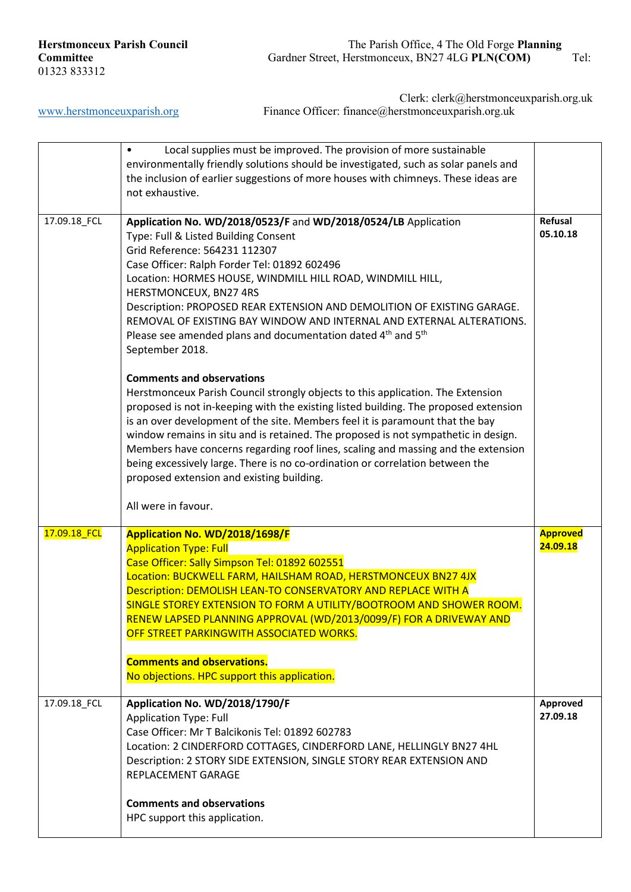**Herstmonceux Parish Council** The Parish Office, 4 The Old Forge **Planning Committee** Gardner Street, Herstmonceux, BN27 4LG **PLN(COM)** Tel: 01323 833312

Clerk: clerk@herstmonceuxparish.org.uk

www.herstmonceuxparish.org Finance Officer: finance@herstmonceuxparish.org.uk

| | | |
|---|---|---|
| | • Local supplies must be improved. The provision of more sustainable environmentally friendly solutions should be investigated, such as solar panels and the inclusion of earlier suggestions of more houses with chimneys. These ideas are not exhaustive. | |
| 17.09.18_FCL | **Application No. WD/2018/0523/F** and **WD/2018/0524/LB** Application Type: Full & Listed Building Consent<br>Grid Reference: 564231 112307<br>Case Officer: Ralph Forder Tel: 01892 602496<br>Location: HORMES HOUSE, WINDMILL HILL ROAD, WINDMILL HILL, HERSTMONCEUX, BN27 4RS<br>Description: PROPOSED REAR EXTENSION AND DEMOLITION OF EXISTING GARAGE. REMOVAL OF EXISTING BAY WINDOW AND INTERNAL AND EXTERNAL ALTERATIONS. Please see amended plans and documentation dated 4th and 5th September 2018.<br><br>**Comments and observations**<br>Herstmonceux Parish Council strongly objects to this application. The Extension proposed is not in-keeping with the existing listed building. The proposed extension is an over development of the site. Members feel it is paramount that the bay window remains in situ and is retained. The proposed is not sympathetic in design. Members have concerns regarding roof lines, scaling and massing and the extension being excessively large. There is no co-ordination or correlation between the proposed extension and existing building.<br><br>All were in favour. | **Refusal 05.10.18** |
| 17.09.18_FCL | **Application No. WD/2018/1698/F**<br>Application Type: Full<br>Case Officer: Sally Simpson Tel: 01892 602551<br>Location: BUCKWELL FARM, HAILSHAM ROAD, HERSTMONCEUX BN27 4JX<br>Description: DEMOLISH LEAN-TO CONSERVATORY AND REPLACE WITH A SINGLE STOREY EXTENSION TO FORM A UTILITY/BOOTROOM AND SHOWER ROOM. RENEW LAPSED PLANNING APPROVAL (WD/2013/0099/F) FOR A DRIVEWAY AND OFF STREET PARKINGWITH ASSOCIATED WORKS.<br><br>**Comments and observations.**<br>No objections. HPC support this application. | **Approved 24.09.18** |
| 17.09.18_FCL | **Application No. WD/2018/1790/F**<br>Application Type: Full<br>Case Officer: Mr T Balcikonis Tel: 01892 602783<br>Location: 2 CINDERFORD COTTAGES, CINDERFORD LANE, HELLINGLY BN27 4HL<br>Description: 2 STORY SIDE EXTENSION, SINGLE STORY REAR EXTENSION AND REPLACEMENT GARAGE<br><br>**Comments and observations**<br>HPC support this application. | **Approved 27.09.18** |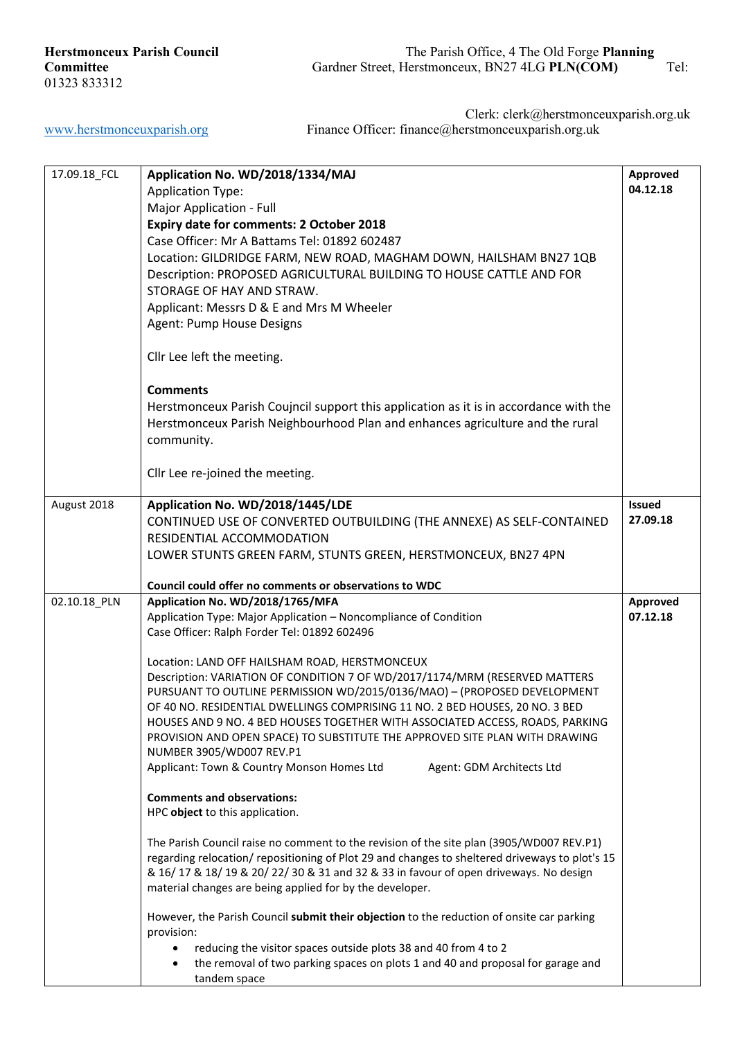**Herstmonceux Parish Council** The Parish Office, 4 The Old Forge **Planning Committee** Gardner Street, Herstmonceux, BN27 4LG **PLN(COM)** Tel: 01323 833312

Clerk: clerk@herstmonceuxparish.org.uk

[www.herstmonceuxparish.org](http://www.herstmonceuxparish.org) Finance Officer: finance@herstmonceuxparish.org.uk

| | | |
|---|---|---|
| 17.09.18_FCL | **Application No. WD/2018/1334/MAJ**<br>Application Type:<br>Major Application - Full<br>**Expiry date for comments: 2 October 2018**<br>Case Officer: Mr A Battams Tel: 01892 602487<br>Location: GILDRIDGE FARM, NEW ROAD, MAGHAM DOWN, HAILSHAM BN27 1QB<br>Description: PROPOSED AGRICULTURAL BUILDING TO HOUSE CATTLE AND FOR STORAGE OF HAY AND STRAW.<br>Applicant: Messrs D & E and Mrs M Wheeler<br>Agent: Pump House Designs<br><br>Cllr Lee left the meeting.<br><br>**Comments**<br>Herstmonceux Parish Coujncil support this application as it is in accordance with the Herstmonceux Parish Neighbourhood Plan and enhances agriculture and the rural community.<br><br>Cllr Lee re-joined the meeting. | **Approved 04.12.18** |
| August 2018 | **Application No. WD/2018/1445/LDE**<br>CONTINUED USE OF CONVERTED OUTBUILDING (THE ANNEXE) AS SELF-CONTAINED RESIDENTIAL ACCOMMODATION<br>LOWER STUNTS GREEN FARM, STUNTS GREEN, HERSTMONCEUX, BN27 4PN<br><br>**Council could offer no comments or observations to WDC** | **Issued 27.09.18** |
| 02.10.18_PLN | **Application No. WD/2018/1765/MFA**<br>Application Type: Major Application – Noncompliance of Condition<br>Case Officer: Ralph Forder Tel: 01892 602496<br><br>Location: LAND OFF HAILSHAM ROAD, HERSTMONCEUX<br>Description: VARIATION OF CONDITION 7 OF WD/2017/1174/MRM (RESERVED MATTERS PURSUANT TO OUTLINE PERMISSION WD/2015/0136/MAO) – (PROPOSED DEVELOPMENT OF 40 NO. RESIDENTIAL DWELLINGS COMPRISING 11 NO. 2 BED HOUSES, 20 NO. 3 BED HOUSES AND 9 NO. 4 BED HOUSES TOGETHER WITH ASSOCIATED ACCESS, ROADS, PARKING PROVISION AND OPEN SPACE) TO SUBSTITUTE THE APPROVED SITE PLAN WITH DRAWING NUMBER 3905/WD007 REV.P1<br>Applicant: Town & Country Monson Homes Ltd Agent: GDM Architects Ltd<br><br>**Comments and observations:**<br>HPC **object** to this application.<br><br>The Parish Council raise no comment to the revision of the site plan (3905/WD007 REV.P1) regarding relocation/ repositioning of Plot 29 and changes to sheltered driveways to plot's 15 & 16/ 17 & 18/ 19 & 20/ 22/ 30 & 31 and 32 & 33 in favour of open driveways. No design material changes are being applied for by the developer.<br><br>However, the Parish Council **submit their objection** to the reduction of onsite car parking provision:<br>• reducing the visitor spaces outside plots 38 and 40 from 4 to 2<br>• the removal of two parking spaces on plots 1 and 40 and proposal for garage and tandem space | **Approved 07.12.18** |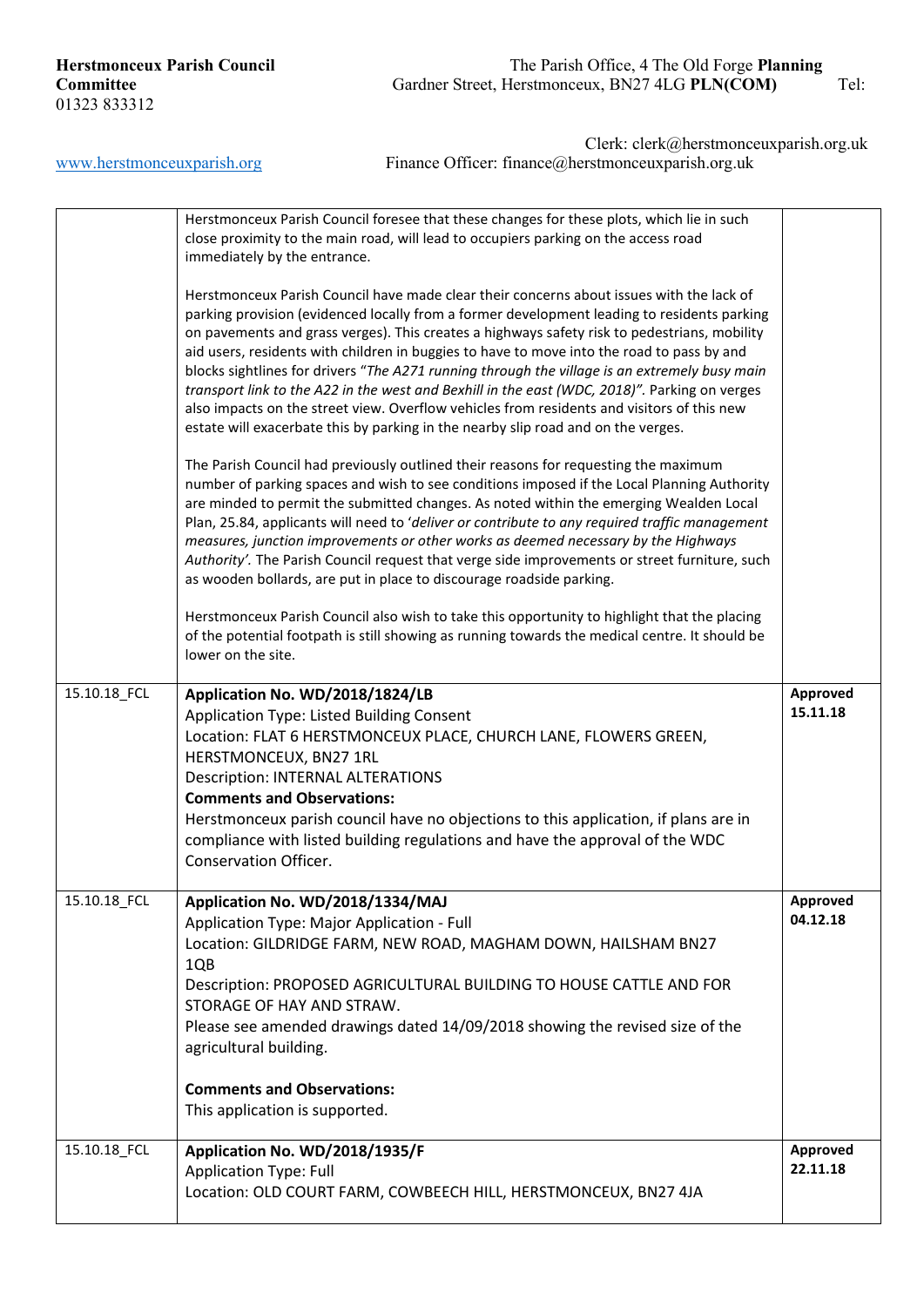**Herstmonceux Parish Council** The Parish Office, 4 The Old Forge **Planning Committee** Gardner Street, Herstmonceux, BN27 4LG **PLN(COM)** Tel: 01323 833312

Clerk: clerk@herstmonceuxparish.org.uk

www.herstmonceuxparish.org Finance Officer: finance@herstmonceuxparish.org.uk

| | | |
|---|---|---|
| | Herstmonceux Parish Council foresee that these changes for these plots, which lie in such close proximity to the main road, will lead to occupiers parking on the access road immediately by the entrance.<br><br>Herstmonceux Parish Council have made clear their concerns about issues with the lack of parking provision (evidenced locally from a former development leading to residents parking on pavements and grass verges). This creates a highways safety risk to pedestrians, mobility aid users, residents with children in buggies to have to move into the road to pass by and blocks sightlines for drivers "*The A271 running through the village is an extremely busy main transport link to the A22 in the west and Bexhill in the east (WDC, 2018)"*. Parking on verges also impacts on the street view. Overflow vehicles from residents and visitors of this new estate will exacerbate this by parking in the nearby slip road and on the verges.<br><br>The Parish Council had previously outlined their reasons for requesting the maximum number of parking spaces and wish to see conditions imposed if the Local Planning Authority are minded to permit the submitted changes. As noted within the emerging Wealden Local Plan, 25.84, applicants will need to '*deliver or contribute to any required traffic management measures, junction improvements or other works as deemed necessary by the Highways Authority'.* The Parish Council request that verge side improvements or street furniture, such as wooden bollards, are put in place to discourage roadside parking.<br><br>Herstmonceux Parish Council also wish to take this opportunity to highlight that the placing of the potential footpath is still showing as running towards the medical centre. It should be lower on the site. | |
| 15.10.18_FCL | **Application No. WD/2018/1824/LB**<br>Application Type: Listed Building Consent<br>Location: FLAT 6 HERSTMONCEUX PLACE, CHURCH LANE, FLOWERS GREEN, HERSTMONCEUX, BN27 1RL<br>Description: INTERNAL ALTERATIONS<br>**Comments and Observations:**<br>Herstmonceux parish council have no objections to this application, if plans are in compliance with listed building regulations and have the approval of the WDC Conservation Officer. | **Approved 15.11.18** |
| 15.10.18_FCL | **Application No. WD/2018/1334/MAJ**<br>Application Type: Major Application - Full<br>Location: GILDRIDGE FARM, NEW ROAD, MAGHAM DOWN, HAILSHAM BN27 1QB<br>Description: PROPOSED AGRICULTURAL BUILDING TO HOUSE CATTLE AND FOR STORAGE OF HAY AND STRAW.<br>Please see amended drawings dated 14/09/2018 showing the revised size of the agricultural building.<br><br>**Comments and Observations:**<br>This application is supported. | **Approved 04.12.18** |
| 15.10.18_FCL | **Application No. WD/2018/1935/F**<br>Application Type: Full<br>Location: OLD COURT FARM, COWBEECH HILL, HERSTMONCEUX, BN27 4JA | **Approved 22.11.18** |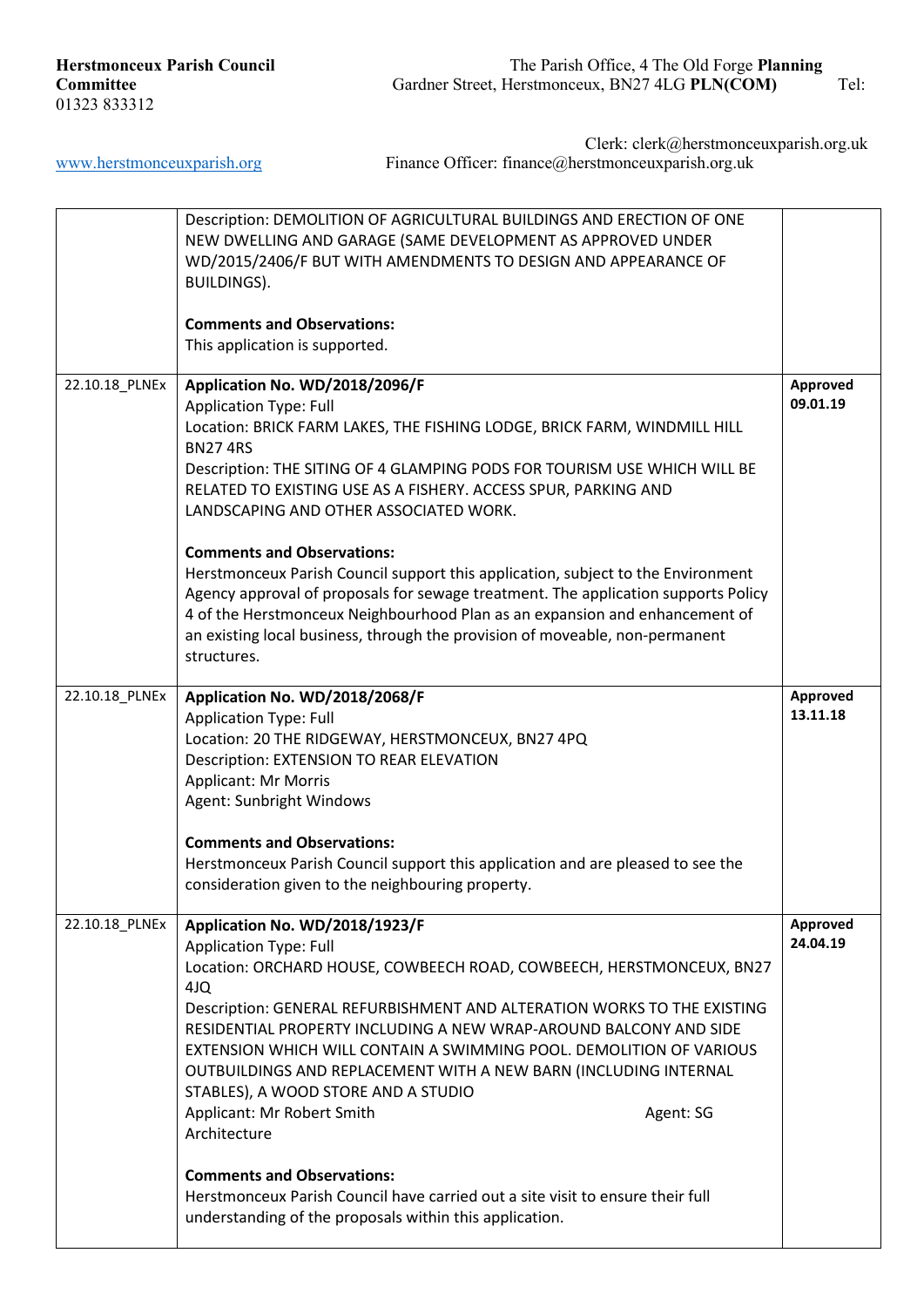| | | |
|---|---|---|
| | Description: DEMOLITION OF AGRICULTURAL BUILDINGS AND ERECTION OF ONE NEW DWELLING AND GARAGE (SAME DEVELOPMENT AS APPROVED UNDER WD/2015/2406/F BUT WITH AMENDMENTS TO DESIGN AND APPEARANCE OF BUILDINGS).<br><br>**Comments and Observations:**<br>This application is supported. | |
| 22.10.18_PLNEx | **Application No. WD/2018/2096/F**<br>Application Type: Full<br>Location: BRICK FARM LAKES, THE FISHING LODGE, BRICK FARM, WINDMILL HILL BN27 4RS<br>Description: THE SITING OF 4 GLAMPING PODS FOR TOURISM USE WHICH WILL BE RELATED TO EXISTING USE AS A FISHERY. ACCESS SPUR, PARKING AND LANDSCAPING AND OTHER ASSOCIATED WORK.<br><br>**Comments and Observations:**<br>Herstmonceux Parish Council support this application, subject to the Environment Agency approval of proposals for sewage treatment. The application supports Policy 4 of the Herstmonceux Neighbourhood Plan as an expansion and enhancement of an existing local business, through the provision of moveable, non-permanent structures. | **Approved 09.01.19** |
| 22.10.18_PLNEx | **Application No. WD/2018/2068/F**<br>Application Type: Full<br>Location: 20 THE RIDGEWAY, HERSTMONCEUX, BN27 4PQ<br>Description: EXTENSION TO REAR ELEVATION<br>Applicant: Mr Morris<br>Agent: Sunbright Windows<br><br>**Comments and Observations:**<br>Herstmonceux Parish Council support this application and are pleased to see the consideration given to the neighbouring property. | **Approved 13.11.18** |
| 22.10.18_PLNEx | **Application No. WD/2018/1923/F**<br>Application Type: Full<br>Location: ORCHARD HOUSE, COWBEECH ROAD, COWBEECH, HERSTMONCEUX, BN27 4JQ<br>Description: GENERAL REFURBISHMENT AND ALTERATION WORKS TO THE EXISTING RESIDENTIAL PROPERTY INCLUDING A NEW WRAP-AROUND BALCONY AND SIDE EXTENSION WHICH WILL CONTAIN A SWIMMING POOL. DEMOLITION OF VARIOUS OUTBUILDINGS AND REPLACEMENT WITH A NEW BARN (INCLUDING INTERNAL STABLES), A WOOD STORE AND A STUDIO<br>Applicant: Mr Robert Smith Agent: SG Architecture<br><br>**Comments and Observations:**<br>Herstmonceux Parish Council have carried out a site visit to ensure their full understanding of the proposals within this application. | **Approved 24.04.19** |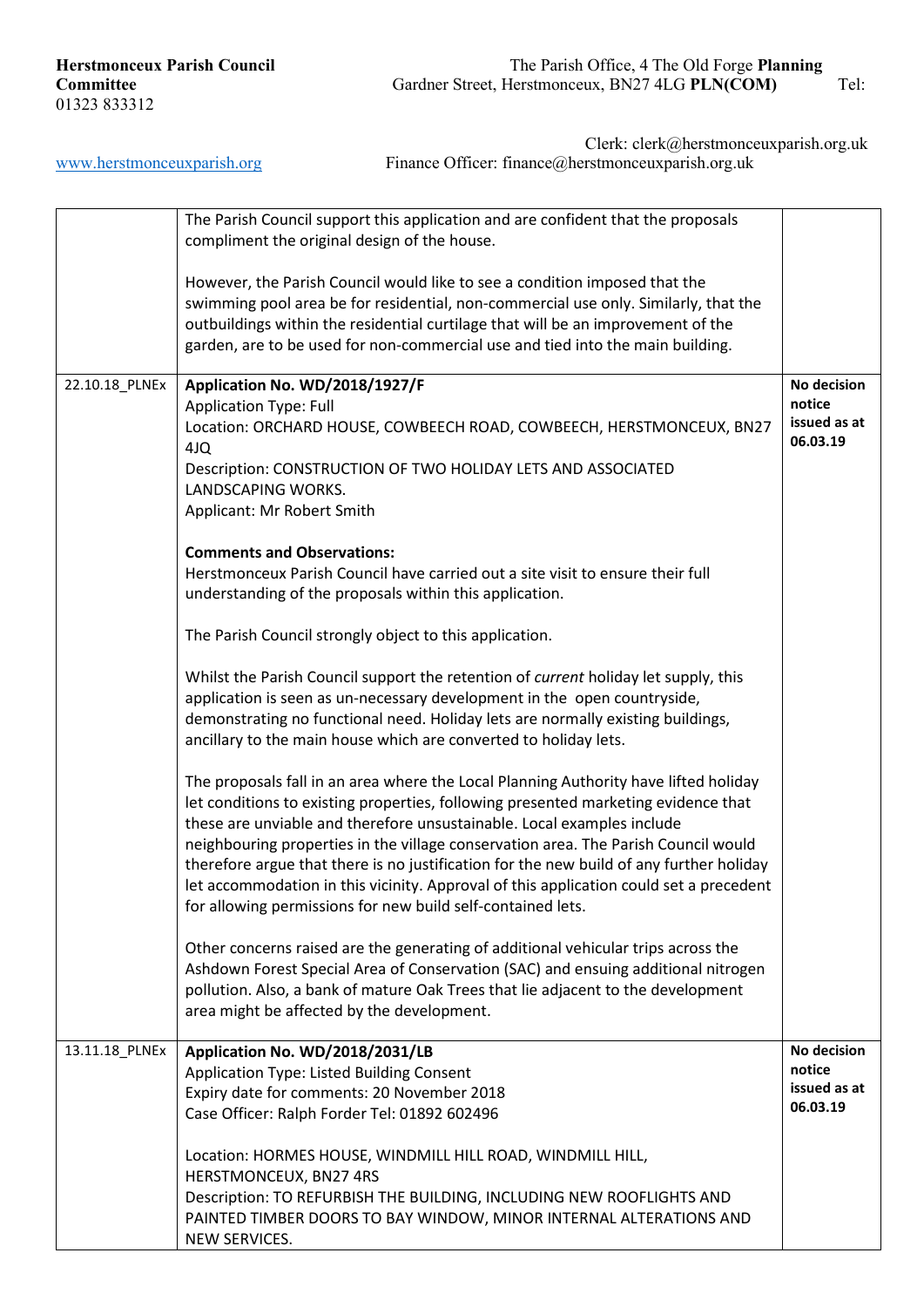| | The Parish Council support this application and are confident that the proposals compliment the original design of the house.<br><br>However, the Parish Council would like to see a condition imposed that the swimming pool area be for residential, non-commercial use only. Similarly, that the outbuildings within the residential curtilage that will be an improvement of the garden, are to be used for non-commercial use and tied into the main building. | |
|---|---|---|
| 22.10.18_PLNEx | **Application No. WD/2018/1927/F**<br>Application Type: Full<br>Location: ORCHARD HOUSE, COWBEECH ROAD, COWBEECH, HERSTMONCEUX, BN27 4JQ<br>Description: CONSTRUCTION OF TWO HOLIDAY LETS AND ASSOCIATED LANDSCAPING WORKS.<br>Applicant: Mr Robert Smith<br><br>**Comments and Observations:**<br>Herstmonceux Parish Council have carried out a site visit to ensure their full understanding of the proposals within this application.<br><br>The Parish Council strongly object to this application.<br><br>Whilst the Parish Council support the retention of *current* holiday let supply, this application is seen as un-necessary development in the open countryside, demonstrating no functional need. Holiday lets are normally existing buildings, ancillary to the main house which are converted to holiday lets.<br><br>The proposals fall in an area where the Local Planning Authority have lifted holiday let conditions to existing properties, following presented marketing evidence that these are unviable and therefore unsustainable. Local examples include neighbouring properties in the village conservation area. The Parish Council would therefore argue that there is no justification for the new build of any further holiday let accommodation in this vicinity. Approval of this application could set a precedent for allowing permissions for new build self-contained lets.<br><br>Other concerns raised are the generating of additional vehicular trips across the Ashdown Forest Special Area of Conservation (SAC) and ensuing additional nitrogen pollution. Also, a bank of mature Oak Trees that lie adjacent to the development area might be affected by the development. | **No decision notice issued as at 06.03.19** |
| 13.11.18_PLNEx | **Application No. WD/2018/2031/LB**<br>Application Type: Listed Building Consent<br>Expiry date for comments: 20 November 2018<br>Case Officer: Ralph Forder Tel: 01892 602496<br><br>Location: HORMES HOUSE, WINDMILL HILL ROAD, WINDMILL HILL, HERSTMONCEUX, BN27 4RS<br>Description: TO REFURBISH THE BUILDING, INCLUDING NEW ROOFLIGHTS AND PAINTED TIMBER DOORS TO BAY WINDOW, MINOR INTERNAL ALTERATIONS AND NEW SERVICES. | **No decision notice issued as at 06.03.19** |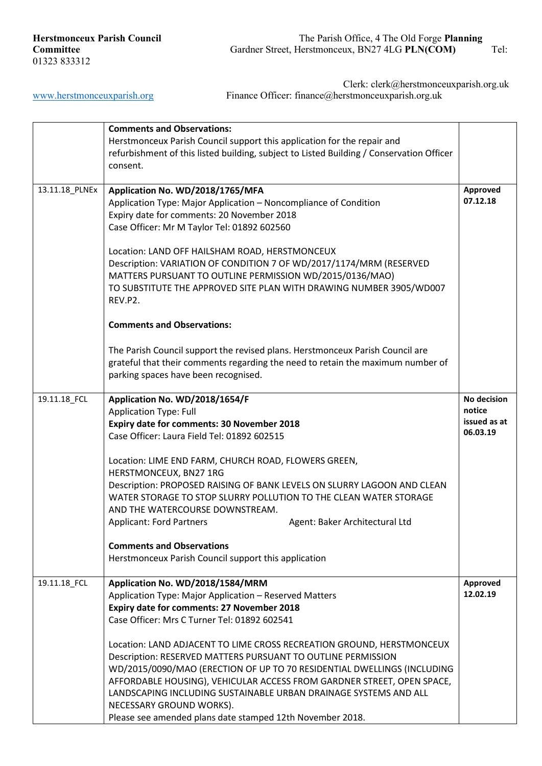**Herstmonceux Parish Council** The Parish Office, 4 The Old Forge **Planning Committee** Gardner Street, Herstmonceux, BN27 4LG **PLN(COM)** Tel: 01323 833312

Clerk: clerk@herstmonceuxparish.org.uk

[www.herstmonceuxparish.org](http://www.herstmonceuxparish.org) Finance Officer: finance@herstmonceuxparish.org.uk

| | | |
|---|---|---|
| | **Comments and Observations:**<br>Herstmonceux Parish Council support this application for the repair and refurbishment of this listed building, subject to Listed Building / Conservation Officer consent. | |
| 13.11.18_PLNEx | **Application No. WD/2018/1765/MFA**<br>Application Type: Major Application – Noncompliance of Condition<br>Expiry date for comments: 20 November 2018<br>Case Officer: Mr M Taylor Tel: 01892 602560<br><br>Location: LAND OFF HAILSHAM ROAD, HERSTMONCEUX<br>Description: VARIATION OF CONDITION 7 OF WD/2017/1174/MRM (RESERVED MATTERS PURSUANT TO OUTLINE PERMISSION WD/2015/0136/MAO) TO SUBSTITUTE THE APPROVED SITE PLAN WITH DRAWING NUMBER 3905/WD007 REV.P2.<br><br>**Comments and Observations:**<br><br>The Parish Council support the revised plans. Herstmonceux Parish Council are grateful that their comments regarding the need to retain the maximum number of parking spaces have been recognised. | **Approved 07.12.18** |
| 19.11.18_FCL | **Application No. WD/2018/1654/F**<br>Application Type: Full<br>**Expiry date for comments: 30 November 2018**<br>Case Officer: Laura Field Tel: 01892 602515<br><br>Location: LIME END FARM, CHURCH ROAD, FLOWERS GREEN, HERSTMONCEUX, BN27 1RG<br>Description: PROPOSED RAISING OF BANK LEVELS ON SLURRY LAGOON AND CLEAN WATER STORAGE TO STOP SLURRY POLLUTION TO THE CLEAN WATER STORAGE AND THE WATERCOURSE DOWNSTREAM.<br>Applicant: Ford Partners Agent: Baker Architectural Ltd<br><br>**Comments and Observations**<br>Herstmonceux Parish Council support this application | **No decision notice issued as at 06.03.19** |
| 19.11.18_FCL | **Application No. WD/2018/1584/MRM**<br>Application Type: Major Application – Reserved Matters<br>**Expiry date for comments: 27 November 2018**<br>Case Officer: Mrs C Turner Tel: 01892 602541<br><br>Location: LAND ADJACENT TO LIME CROSS RECREATION GROUND, HERSTMONCEUX<br>Description: RESERVED MATTERS PURSUANT TO OUTLINE PERMISSION WD/2015/0090/MAO (ERECTION OF UP TO 70 RESIDENTIAL DWELLINGS (INCLUDING AFFORDABLE HOUSING), VEHICULAR ACCESS FROM GARDNER STREET, OPEN SPACE, LANDSCAPING INCLUDING SUSTAINABLE URBAN DRAINAGE SYSTEMS AND ALL NECESSARY GROUND WORKS).<br>Please see amended plans date stamped 12th November 2018. | **Approved 12.02.19** |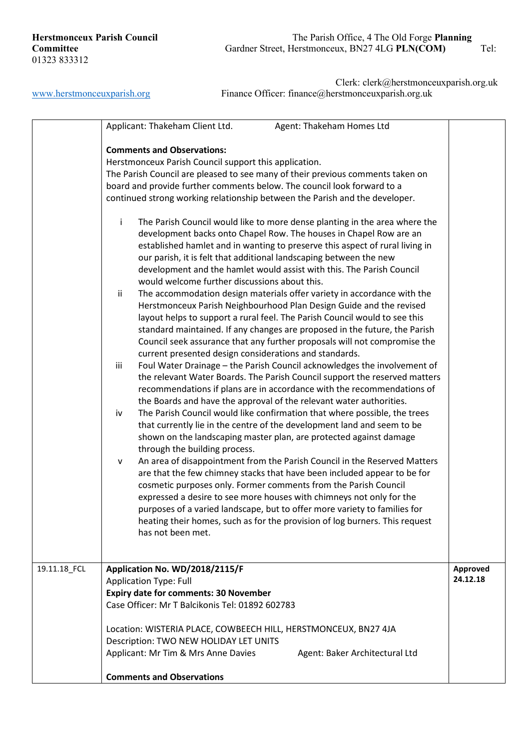**Herstmonceux Parish Council** The Parish Office, 4 The Old Forge **Planning Committee** Gardner Street, Herstmonceux, BN27 4LG **PLN(COM)** Tel: 01323 833312

Clerk: clerk@herstmonceuxparish.org.uk

www.herstmonceuxparish.org Finance Officer: finance@herstmonceuxparish.org.uk

| | | |
|---|---|---|
| | Applicant: Thakeham Client Ltd. Agent: Thakeham Homes Ltd<br><br>**Comments and Observations:**<br>Herstmonceux Parish Council support this application.<br>The Parish Council are pleased to see many of their previous comments taken on board and provide further comments below. The council look forward to a continued strong working relationship between the Parish and the developer.<br><br>i The Parish Council would like to more dense planting in the area where the development backs onto Chapel Row. The houses in Chapel Row are an established hamlet and in wanting to preserve this aspect of rural living in our parish, it is felt that additional landscaping between the new development and the hamlet would assist with this. The Parish Council would welcome further discussions about this.<br>ii The accommodation design materials offer variety in accordance with the Herstmonceux Parish Neighbourhood Plan Design Guide and the revised layout helps to support a rural feel. The Parish Council would to see this standard maintained. If any changes are proposed in the future, the Parish Council seek assurance that any further proposals will not compromise the current presented design considerations and standards.<br>iii Foul Water Drainage – the Parish Council acknowledges the involvement of the relevant Water Boards. The Parish Council support the reserved matters recommendations if plans are in accordance with the recommendations of the Boards and have the approval of the relevant water authorities.<br>iv The Parish Council would like confirmation that where possible, the trees that currently lie in the centre of the development land and seem to be shown on the landscaping master plan, are protected against damage through the building process.<br>v An area of disappointment from the Parish Council in the Reserved Matters are that the few chimney stacks that have been included appear to be for cosmetic purposes only. Former comments from the Parish Council expressed a desire to see more houses with chimneys not only for the purposes of a varied landscape, but to offer more variety to families for heating their homes, such as for the provision of log burners. This request has not been met. | |
| 19.11.18_FCL | **Application No. WD/2018/2115/F**<br>Application Type: Full<br>**Expiry date for comments: 30 November**<br>Case Officer: Mr T Balcikonis Tel: 01892 602783<br><br>Location: WISTERIA PLACE, COWBEECH HILL, HERSTMONCEUX, BN27 4JA<br>Description: TWO NEW HOLIDAY LET UNITS<br>Applicant: Mr Tim & Mrs Anne Davies Agent: Baker Architectural Ltd<br><br>**Comments and Observations** | **Approved 24.12.18** |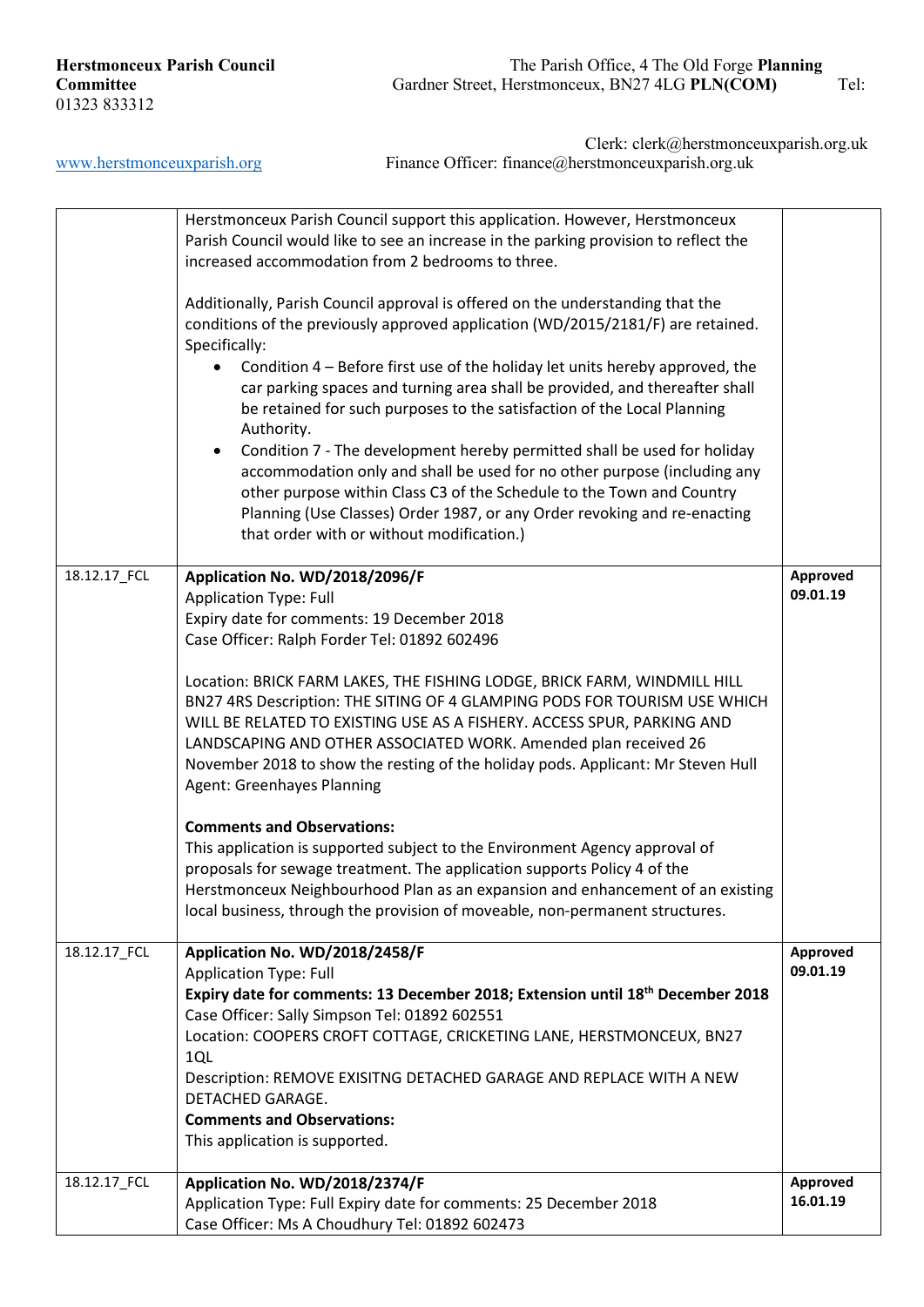Herstmonceux Parish Council
The Parish Office, 4 The Old Forge **Planning Committee**
Gardner Street, Herstmonceux, BN27 4LG **PLN(COM)** Tel: 01323 833312
Clerk: clerk@herstmonceuxparish.org.uk
www.herstmonceuxparish.org Finance Officer: finance@herstmonceuxparish.org.uk

| | | |
|---|---|---|
| | Herstmonceux Parish Council support this application. However, Herstmonceux Parish Council would like to see an increase in the parking provision to reflect the increased accommodation from 2 bedrooms to three.<br><br>Additionally, Parish Council approval is offered on the understanding that the conditions of the previously approved application (WD/2015/2181/F) are retained. Specifically:<br>• Condition 4 – Before first use of the holiday let units hereby approved, the car parking spaces and turning area shall be provided, and thereafter shall be retained for such purposes to the satisfaction of the Local Planning Authority.<br>• Condition 7 - The development hereby permitted shall be used for holiday accommodation only and shall be used for no other purpose (including any other purpose within Class C3 of the Schedule to the Town and Country Planning (Use Classes) Order 1987, or any Order revoking and re-enacting that order with or without modification.) | |
| 18.12.17_FCL | **Application No. WD/2018/2096/F**<br>Application Type: Full<br>Expiry date for comments: 19 December 2018<br>Case Officer: Ralph Forder Tel: 01892 602496<br><br>Location: BRICK FARM LAKES, THE FISHING LODGE, BRICK FARM, WINDMILL HILL BN27 4RS Description: THE SITING OF 4 GLAMPING PODS FOR TOURISM USE WHICH WILL BE RELATED TO EXISTING USE AS A FISHERY. ACCESS SPUR, PARKING AND LANDSCAPING AND OTHER ASSOCIATED WORK. Amended plan received 26 November 2018 to show the resting of the holiday pods. Applicant: Mr Steven Hull Agent: Greenhayes Planning<br><br>**Comments and Observations:**<br>This application is supported subject to the Environment Agency approval of proposals for sewage treatment. The application supports Policy 4 of the Herstmonceux Neighbourhood Plan as an expansion and enhancement of an existing local business, through the provision of moveable, non-permanent structures. | **Approved 09.01.19** |
| 18.12.17_FCL | **Application No. WD/2018/2458/F**<br>Application Type: Full<br>**Expiry date for comments: 13 December 2018; Extension until 18th December 2018**<br>Case Officer: Sally Simpson Tel: 01892 602551<br>Location: COOPERS CROFT COTTAGE, CRICKETING LANE, HERSTMONCEUX, BN27 1QL<br>Description: REMOVE EXISITNG DETACHED GARAGE AND REPLACE WITH A NEW DETACHED GARAGE.<br>**Comments and Observations:**<br>This application is supported. | **Approved 09.01.19** |
| 18.12.17_FCL | **Application No. WD/2018/2374/F**<br>Application Type: Full Expiry date for comments: 25 December 2018<br>Case Officer: Ms A Choudhury Tel: 01892 602473 | **Approved 16.01.19** |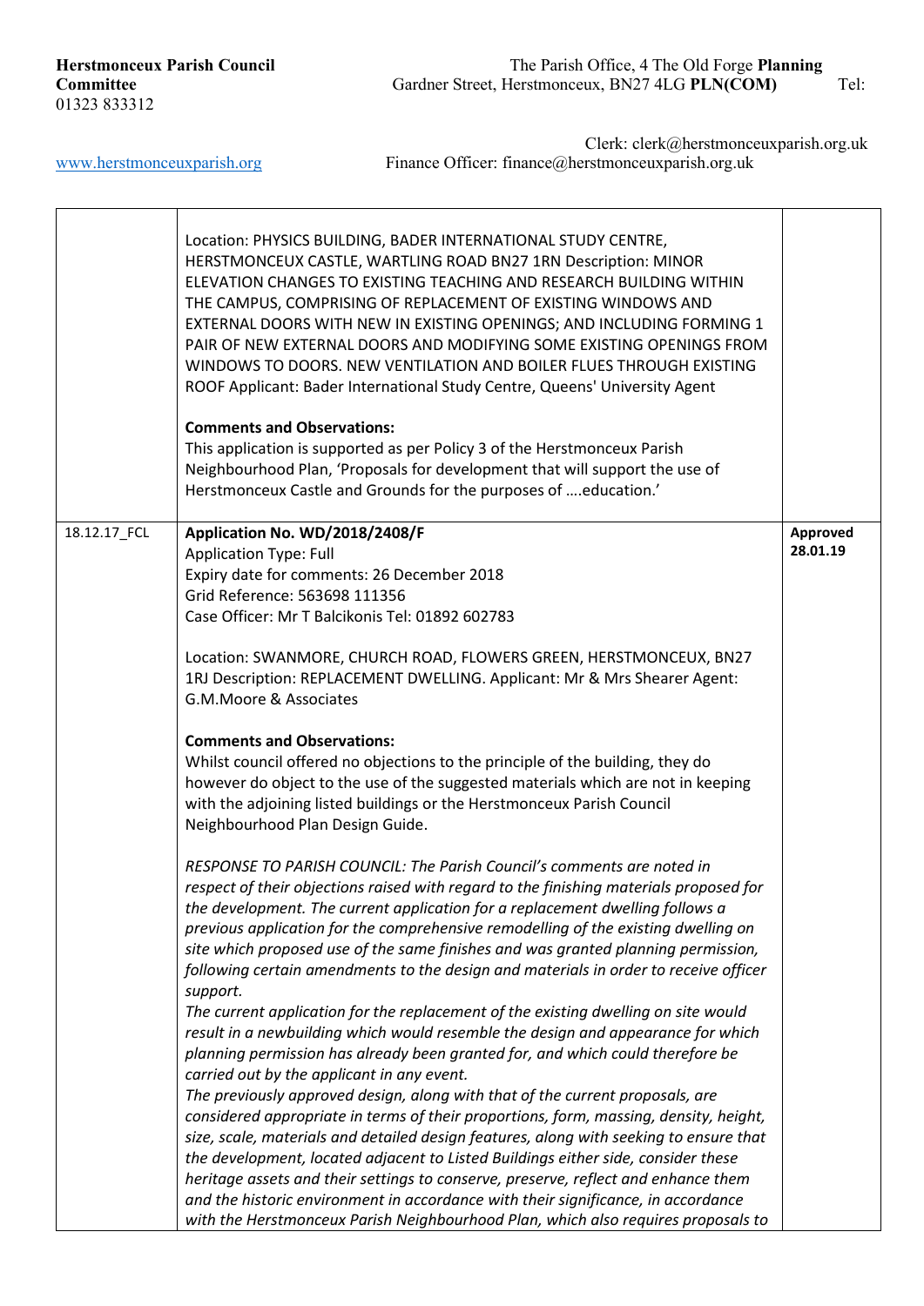**Herstmonceux Parish Council Planning Committee** PLN(COM)
The Parish Office, 4 The Old Forge Gardner Street, Herstmonceux, BN27 4LG
Tel: 01323 833312
Clerk: clerk@herstmonceuxparish.org.uk
www.herstmonceuxparish.org
Finance Officer: finance@herstmonceuxparish.org.uk

| | | |
|---|---|---|
| | Location: PHYSICS BUILDING, BADER INTERNATIONAL STUDY CENTRE, HERSTMONCEUX CASTLE, WARTLING ROAD BN27 1RN Description: MINOR ELEVATION CHANGES TO EXISTING TEACHING AND RESEARCH BUILDING WITHIN THE CAMPUS, COMPRISING OF REPLACEMENT OF EXISTING WINDOWS AND EXTERNAL DOORS WITH NEW IN EXISTING OPENINGS; AND INCLUDING FORMING 1 PAIR OF NEW EXTERNAL DOORS AND MODIFYING SOME EXISTING OPENINGS FROM WINDOWS TO DOORS. NEW VENTILATION AND BOILER FLUES THROUGH EXISTING ROOF Applicant: Bader International Study Centre, Queens' University Agent<br><br>**Comments and Observations:**<br>This application is supported as per Policy 3 of the Herstmonceux Parish Neighbourhood Plan, 'Proposals for development that will support the use of Herstmonceux Castle and Grounds for the purposes of ….education.' | |
| 18.12.17_FCL | **Application No. WD/2018/2408/F**<br>Application Type: Full<br>Expiry date for comments: 26 December 2018<br>Grid Reference: 563698 111356<br>Case Officer: Mr T Balcikonis Tel: 01892 602783<br><br>Location: SWANMORE, CHURCH ROAD, FLOWERS GREEN, HERSTMONCEUX, BN27 1RJ Description: REPLACEMENT DWELLING. Applicant: Mr & Mrs Shearer Agent: G.M.Moore & Associates<br><br>**Comments and Observations:**<br>Whilst council offered no objections to the principle of the building, they do however do object to the use of the suggested materials which are not in keeping with the adjoining listed buildings or the Herstmonceux Parish Council Neighbourhood Plan Design Guide.<br><br>*RESPONSE TO PARISH COUNCIL: The Parish Council's comments are noted in respect of their objections raised with regard to the finishing materials proposed for the development. The current application for a replacement dwelling follows a previous application for the comprehensive remodelling of the existing dwelling on site which proposed use of the same finishes and was granted planning permission, following certain amendments to the design and materials in order to receive officer support.*<br>*The current application for the replacement of the existing dwelling on site would result in a newbuilding which would resemble the design and appearance for which planning permission has already been granted for, and which could therefore be carried out by the applicant in any event.*<br>*The previously approved design, along with that of the current proposals, are considered appropriate in terms of their proportions, form, massing, density, height, size, scale, materials and detailed design features, along with seeking to ensure that the development, located adjacent to Listed Buildings either side, consider these heritage assets and their settings to conserve, preserve, reflect and enhance them and the historic environment in accordance with their significance, in accordance with the Herstmonceux Parish Neighbourhood Plan, which also requires proposals to* | **Approved 28.01.19** |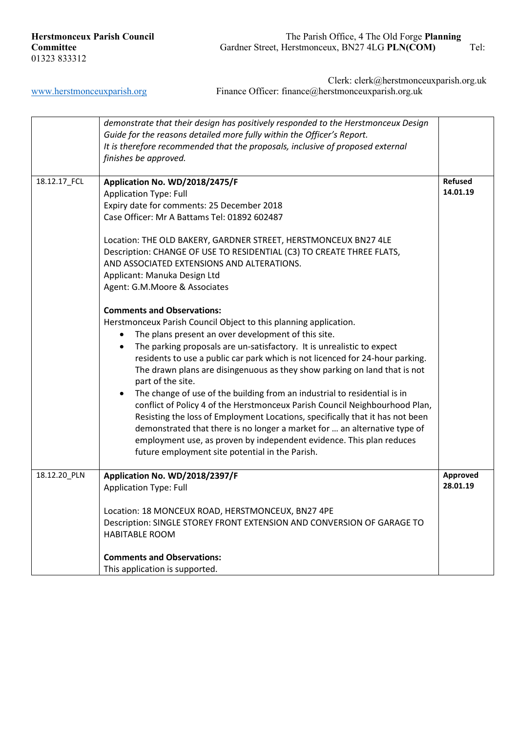| | | |
|---|---|---|
| | *demonstrate that their design has positively responded to the Herstmonceux Design Guide for the reasons detailed more fully within the Officer's Report.*<br>*It is therefore recommended that the proposals, inclusive of proposed external finishes be approved.* | |
| 18.12.17_FCL | **Application No. WD/2018/2475/F**<br>Application Type: Full<br>Expiry date for comments: 25 December 2018<br>Case Officer: Mr A Battams Tel: 01892 602487<br><br>Location: THE OLD BAKERY, GARDNER STREET, HERSTMONCEUX BN27 4LE<br>Description: CHANGE OF USE TO RESIDENTIAL (C3) TO CREATE THREE FLATS, AND ASSOCIATED EXTENSIONS AND ALTERATIONS.<br>Applicant: Manuka Design Ltd<br>Agent: G.M.Moore & Associates<br><br>**Comments and Observations:**<br>Herstmonceux Parish Council Object to this planning application.<br>• The plans present an over development of this site.<br>• The parking proposals are un-satisfactory. It is unrealistic to expect residents to use a public car park which is not licenced for 24-hour parking. The drawn plans are disingenuous as they show parking on land that is not part of the site.<br>• The change of use of the building from an industrial to residential is in conflict of Policy 4 of the Herstmonceux Parish Council Neighbourhood Plan, Resisting the loss of Employment Locations, specifically that it has not been demonstrated that there is no longer a market for … an alternative type of employment use, as proven by independent evidence. This plan reduces future employment site potential in the Parish. | **Refused 14.01.19** |
| 18.12.20_PLN | **Application No. WD/2018/2397/F**<br>Application Type: Full<br><br>Location: 18 MONCEUX ROAD, HERSTMONCEUX, BN27 4PE<br>Description: SINGLE STOREY FRONT EXTENSION AND CONVERSION OF GARAGE TO HABITABLE ROOM<br><br>**Comments and Observations:**<br>This application is supported. | **Approved 28.01.19** |